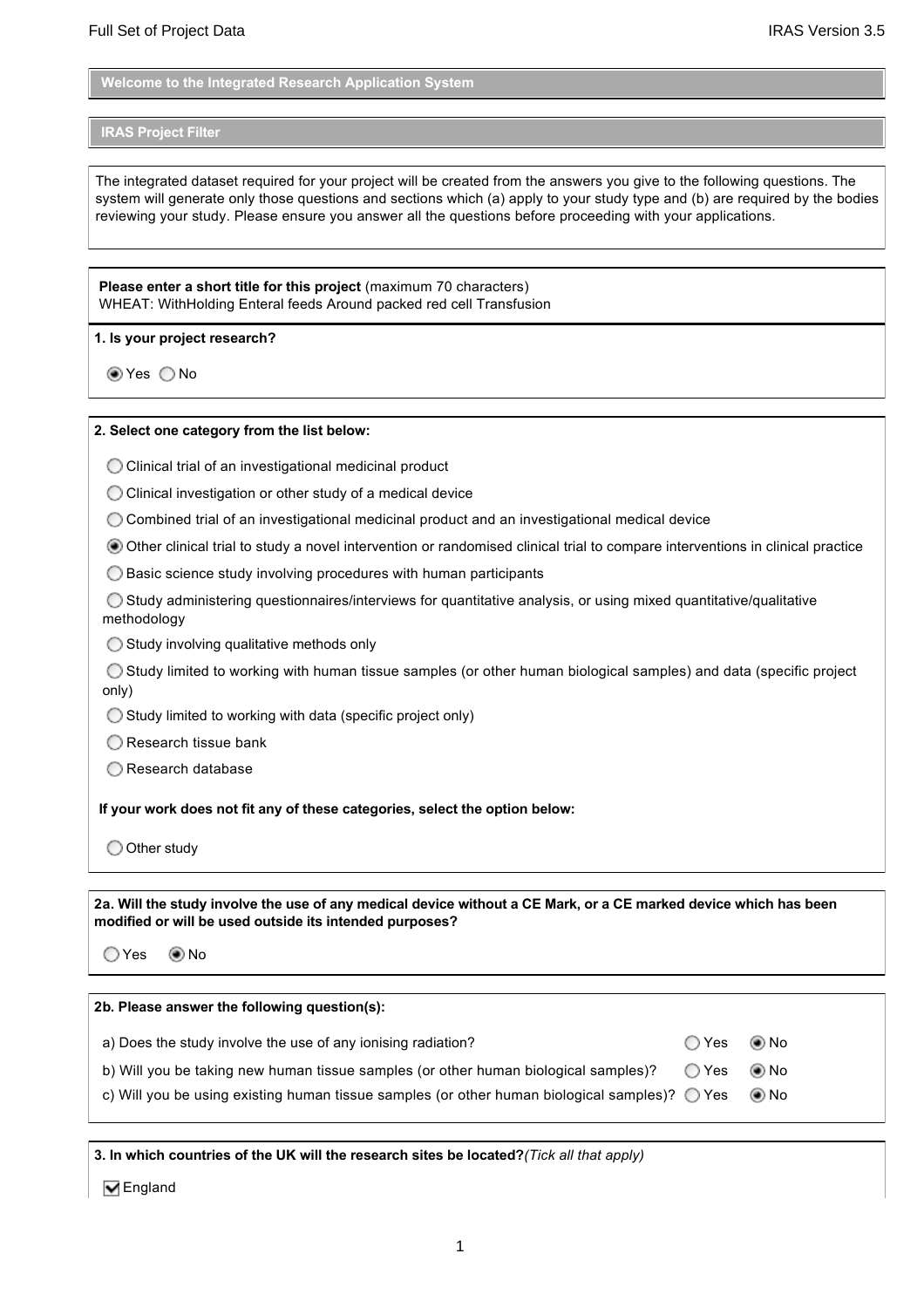## Welcome to the Integrated Research Application System

## IRAS Project Filter

The integrated dataset required for your project will be created from the answers you give to the following questions. The system will generate only those questions and sections which (a) apply to your study type and (b) are required by the bodies reviewing your study. Please ensure you answer all the questions before proceeding with your applications.

**Please enter a short title for this project** (maximum 70 characters)
WHEAT: WithHolding Enteral feeds Around packed red cell Transfusion

**1. Is your project research?**

◉ Yes ○ No

**2. Select one category from the list below:**

○ Clinical trial of an investigational medicinal product

○ Clinical investigation or other study of a medical device

○ Combined trial of an investigational medicinal product and an investigational medical device

◉ Other clinical trial to study a novel intervention or randomised clinical trial to compare interventions in clinical practice

○ Basic science study involving procedures with human participants

○ Study administering questionnaires/interviews for quantitative analysis, or using mixed quantitative/qualitative methodology

○ Study involving qualitative methods only

○ Study limited to working with human tissue samples (or other human biological samples) and data (specific project only)

○ Study limited to working with data (specific project only)

○ Research tissue bank

○ Research database

**If your work does not fit any of these categories, select the option below:**

○ Other study

**2a. Will the study involve the use of any medical device without a CE Mark, or a CE marked device which has been modified or will be used outside its intended purposes?**

○ Yes ◉ No

**2b. Please answer the following question(s):**

| | | |
|---|---|---|
| a) Does the study involve the use of any ionising radiation? | ○ Yes | ◉ No |
| b) Will you be taking new human tissue samples (or other human biological samples)? | ○ Yes | ◉ No |
| c) Will you be using existing human tissue samples (or other human biological samples)? | ○ Yes | ◉ No |

**3. In which countries of the UK will the research sites be located?** *(Tick all that apply)*

☑ England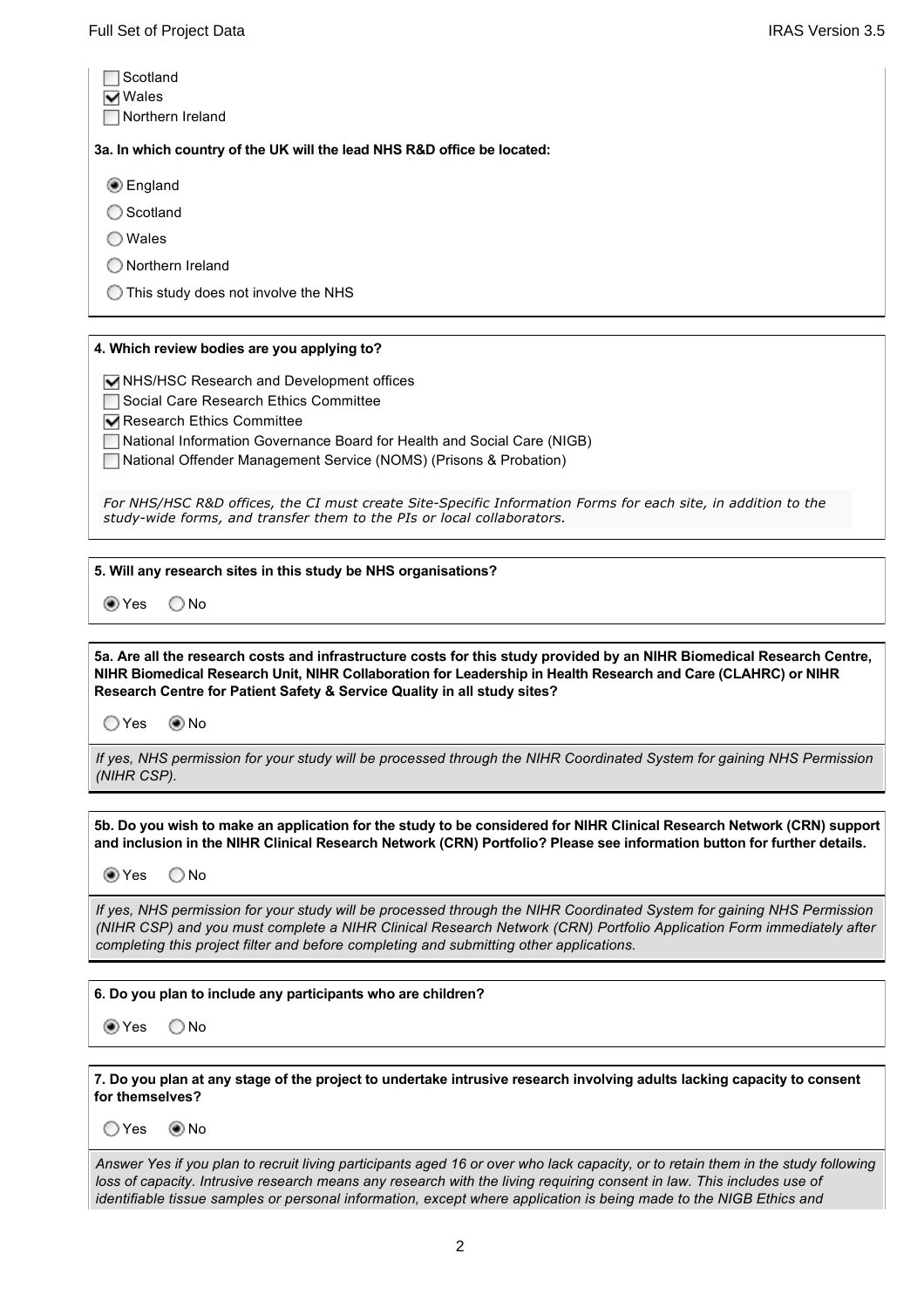- [ ] Scotland
- [x] Wales
- [ ] Northern Ireland

**3a. In which country of the UK will the lead NHS R&D office be located:**

- (•) England
- ( ) Scotland
- ( ) Wales
- ( ) Northern Ireland
- ( ) This study does not involve the NHS

**4. Which review bodies are you applying to?**

- [x] NHS/HSC Research and Development offices
- [ ] Social Care Research Ethics Committee
- [x] Research Ethics Committee
- [ ] National Information Governance Board for Health and Social Care (NIGB)
- [ ] National Offender Management Service (NOMS) (Prisons & Probation)

*For NHS/HSC R&D offices, the CI must create Site-Specific Information Forms for each site, in addition to the study-wide forms, and transfer them to the PIs or local collaborators.*

**5. Will any research sites in this study be NHS organisations?**

(•) Yes ( ) No

**5a. Are all the research costs and infrastructure costs for this study provided by an NIHR Biomedical Research Centre, NIHR Biomedical Research Unit, NIHR Collaboration for Leadership in Health Research and Care (CLAHRC) or NIHR Research Centre for Patient Safety & Service Quality in all study sites?**

( ) Yes (•) No

*If yes, NHS permission for your study will be processed through the NIHR Coordinated System for gaining NHS Permission (NIHR CSP).*

**5b. Do you wish to make an application for the study to be considered for NIHR Clinical Research Network (CRN) support and inclusion in the NIHR Clinical Research Network (CRN) Portfolio? Please see information button for further details.**

(•) Yes ( ) No

*If yes, NHS permission for your study will be processed through the NIHR Coordinated System for gaining NHS Permission (NIHR CSP) and you must complete a NIHR Clinical Research Network (CRN) Portfolio Application Form immediately after completing this project filter and before completing and submitting other applications.*

**6. Do you plan to include any participants who are children?**

(•) Yes ( ) No

**7. Do you plan at any stage of the project to undertake intrusive research involving adults lacking capacity to consent for themselves?**

( ) Yes (•) No

*Answer Yes if you plan to recruit living participants aged 16 or over who lack capacity, or to retain them in the study following loss of capacity. Intrusive research means any research with the living requiring consent in law. This includes use of identifiable tissue samples or personal information, except where application is being made to the NIGB Ethics and*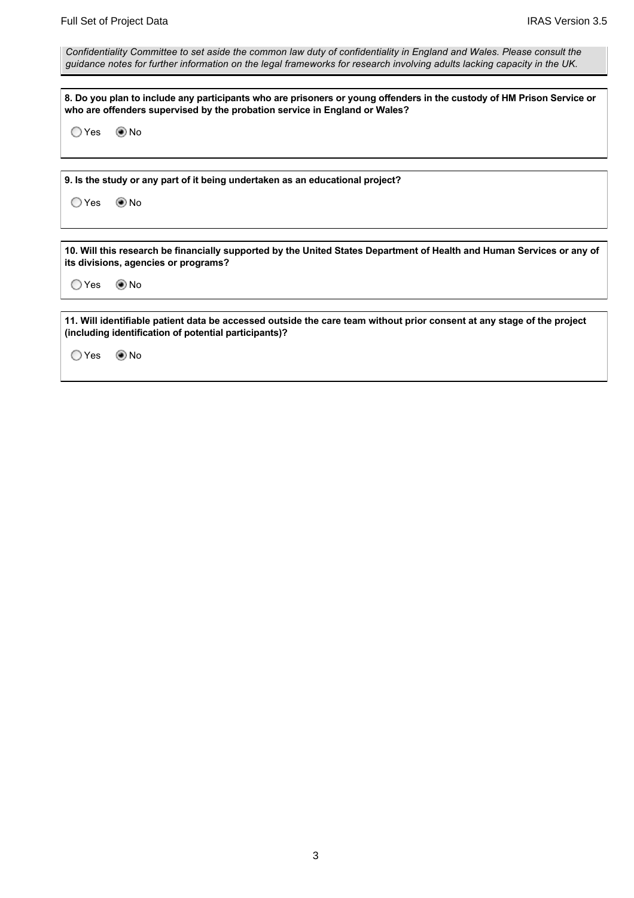*Confidentiality Committee to set aside the common law duty of confidentiality in England and Wales. Please consult the guidance notes for further information on the legal frameworks for research involving adults lacking capacity in the UK.*

**8. Do you plan to include any participants who are prisoners or young offenders in the custody of HM Prison Service or who are offenders supervised by the probation service in England or Wales?**

○ Yes ◉ No

**9. Is the study or any part of it being undertaken as an educational project?**

○ Yes ◉ No

**10. Will this research be financially supported by the United States Department of Health and Human Services or any of its divisions, agencies or programs?**

○ Yes ◉ No

**11. Will identifiable patient data be accessed outside the care team without prior consent at any stage of the project (including identification of potential participants)?**

○ Yes ◉ No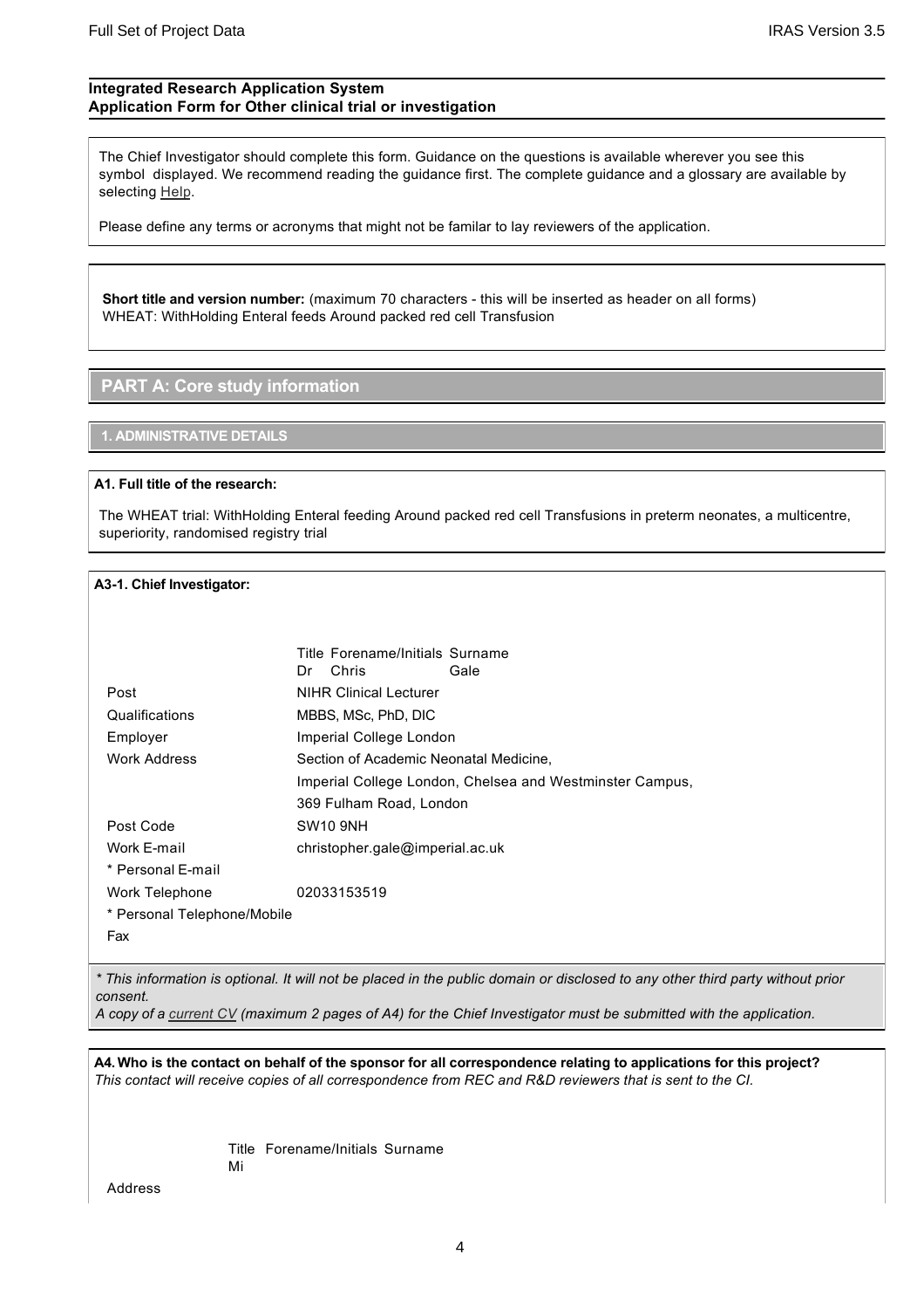**Integrated Research Application System**
**Application Form for Other clinical trial or investigation**

The Chief Investigator should complete this form. Guidance on the questions is available wherever you see this symbol displayed. We recommend reading the guidance first. The complete guidance and a glossary are available by selecting Help.

Please define any terms or acronyms that might not be familar to lay reviewers of the application.

**Short title and version number:** (maximum 70 characters - this will be inserted as header on all forms)
WHEAT: WithHolding Enteral feeds Around packed red cell Transfusion

## PART A: Core study information

### 1. ADMINISTRATIVE DETAILS

**A1. Full title of the research:**

The WHEAT trial: WithHolding Enteral feeding Around packed red cell Transfusions in preterm neonates, a multicentre, superiority, randomised registry trial

**A3-1. Chief Investigator:**

| | Title | Forename/Initials | Surname |
|---|---|---|---|
| | Dr | Chris | Gale |

| | |
|---|---|
| Post | NIHR Clinical Lecturer |
| Qualifications | MBBS, MSc, PhD, DIC |
| Employer | Imperial College London |
| Work Address | Section of Academic Neonatal Medicine, |
| | Imperial College London, Chelsea and Westminster Campus, |
| | 369 Fulham Road, London |
| Post Code | SW10 9NH |
| Work E-mail | christopher.gale@imperial.ac.uk |
| * Personal E-mail | |
| Work Telephone | 02033153519 |
| * Personal Telephone/Mobile | |
| Fax | |

*\* This information is optional. It will not be placed in the public domain or disclosed to any other third party without prior consent.*
*A copy of a current CV (maximum 2 pages of A4) for the Chief Investigator must be submitted with the application.*

**A4. Who is the contact on behalf of the sponsor for all correspondence relating to applications for this project?**
*This contact will receive copies of all correspondence from REC and R&D reviewers that is sent to the CI.*

| Title | Forename/Initials | Surname |
|---|---|---|
| Mi | | |

Address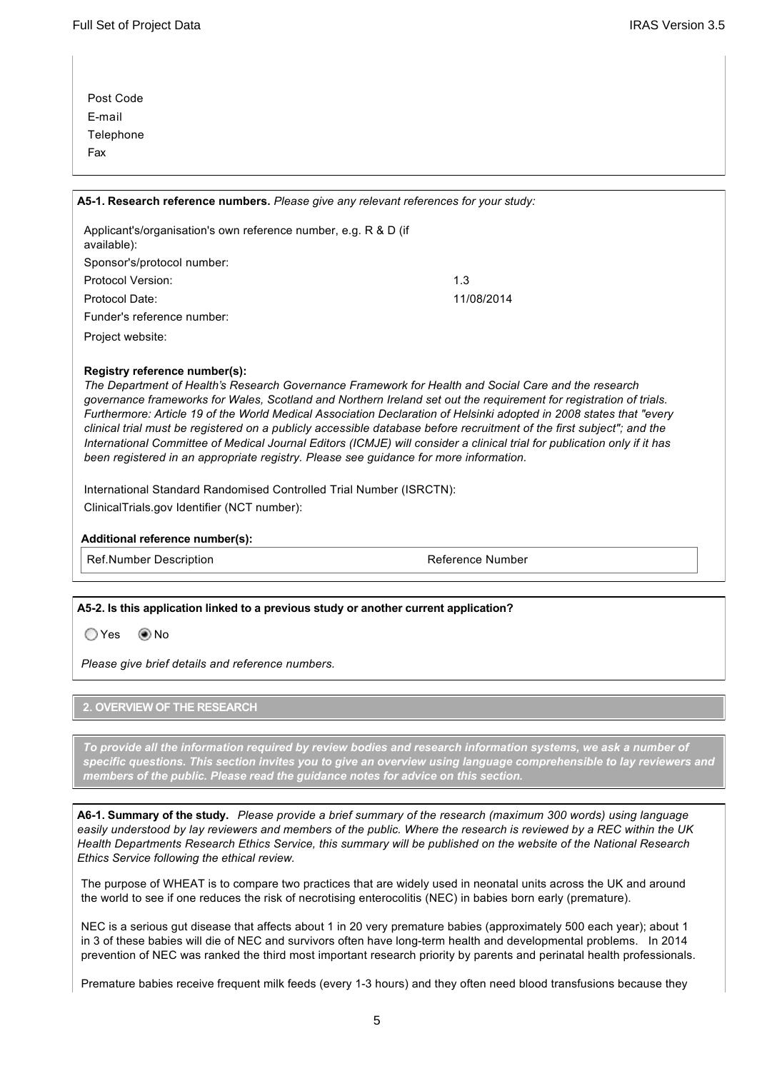Post Code

E-mail

Telephone

Fax

**A5-1. Research reference numbers.** *Please give any relevant references for your study:*

| | |
|---|---|
| Applicant's/organisation's own reference number, e.g. R & D (if available): | |
| Sponsor's/protocol number: | |
| Protocol Version: | 1.3 |
| Protocol Date: | 11/08/2014 |
| Funder's reference number: | |
| Project website: | |

**Registry reference number(s):**

*The Department of Health's Research Governance Framework for Health and Social Care and the research governance frameworks for Wales, Scotland and Northern Ireland set out the requirement for registration of trials. Furthermore: Article 19 of the World Medical Association Declaration of Helsinki adopted in 2008 states that "every clinical trial must be registered on a publicly accessible database before recruitment of the first subject"; and the International Committee of Medical Journal Editors (ICMJE) will consider a clinical trial for publication only if it has been registered in an appropriate registry. Please see guidance for more information.*

International Standard Randomised Controlled Trial Number (ISRCTN):

ClinicalTrials.gov Identifier (NCT number):

**Additional reference number(s):**

| Ref.Number Description | Reference Number |
|---|---|

**A5-2. Is this application linked to a previous study or another current application?**

○ Yes ◉ No

*Please give brief details and reference numbers.*

## 2. OVERVIEW OF THE RESEARCH

***To provide all the information required by review bodies and research information systems, we ask a number of specific questions. This section invites you to give an overview using language comprehensible to lay reviewers and members of the public. Please read the guidance notes for advice on this section.***

**A6-1. Summary of the study.** *Please provide a brief summary of the research (maximum 300 words) using language easily understood by lay reviewers and members of the public. Where the research is reviewed by a REC within the UK Health Departments Research Ethics Service, this summary will be published on the website of the National Research Ethics Service following the ethical review.*

The purpose of WHEAT is to compare two practices that are widely used in neonatal units across the UK and around the world to see if one reduces the risk of necrotising enterocolitis (NEC) in babies born early (premature).

NEC is a serious gut disease that affects about 1 in 20 very premature babies (approximately 500 each year); about 1 in 3 of these babies will die of NEC and survivors often have long-term health and developmental problems. In 2014 prevention of NEC was ranked the third most important research priority by parents and perinatal health professionals.

Premature babies receive frequent milk feeds (every 1-3 hours) and they often need blood transfusions because they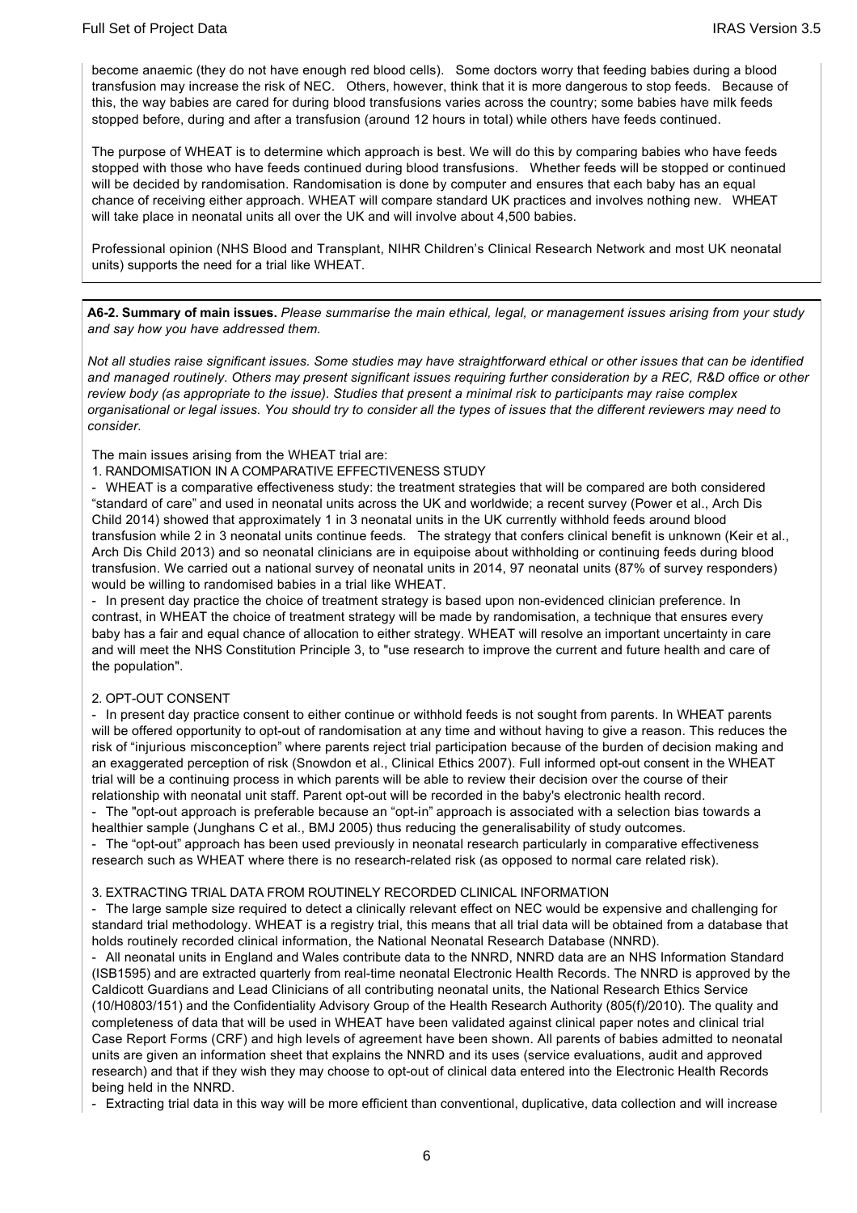become anaemic (they do not have enough red blood cells). Some doctors worry that feeding babies during a blood transfusion may increase the risk of NEC. Others, however, think that it is more dangerous to stop feeds. Because of this, the way babies are cared for during blood transfusions varies across the country; some babies have milk feeds stopped before, during and after a transfusion (around 12 hours in total) while others have feeds continued.

The purpose of WHEAT is to determine which approach is best. We will do this by comparing babies who have feeds stopped with those who have feeds continued during blood transfusions. Whether feeds will be stopped or continued will be decided by randomisation. Randomisation is done by computer and ensures that each baby has an equal chance of receiving either approach. WHEAT will compare standard UK practices and involves nothing new. WHEAT will take place in neonatal units all over the UK and will involve about 4,500 babies.

Professional opinion (NHS Blood and Transplant, NIHR Children's Clinical Research Network and most UK neonatal units) supports the need for a trial like WHEAT.

**A6-2. Summary of main issues.** *Please summarise the main ethical, legal, or management issues arising from your study and say how you have addressed them.*

*Not all studies raise significant issues. Some studies may have straightforward ethical or other issues that can be identified and managed routinely. Others may present significant issues requiring further consideration by a REC, R&D office or other review body (as appropriate to the issue). Studies that present a minimal risk to participants may raise complex organisational or legal issues. You should try to consider all the types of issues that the different reviewers may need to consider.*

The main issues arising from the WHEAT trial are:

1. RANDOMISATION IN A COMPARATIVE EFFECTIVENESS STUDY

- WHEAT is a comparative effectiveness study: the treatment strategies that will be compared are both considered "standard of care" and used in neonatal units across the UK and worldwide; a recent survey (Power et al., Arch Dis Child 2014) showed that approximately 1 in 3 neonatal units in the UK currently withhold feeds around blood transfusion while 2 in 3 neonatal units continue feeds. The strategy that confers clinical benefit is unknown (Keir et al., Arch Dis Child 2013) and so neonatal clinicians are in equipoise about withholding or continuing feeds during blood transfusion. We carried out a national survey of neonatal units in 2014, 97 neonatal units (87% of survey responders) would be willing to randomised babies in a trial like WHEAT.
- In present day practice the choice of treatment strategy is based upon non-evidenced clinician preference. In contrast, in WHEAT the choice of treatment strategy will be made by randomisation, a technique that ensures every baby has a fair and equal chance of allocation to either strategy. WHEAT will resolve an important uncertainty in care and will meet the NHS Constitution Principle 3, to "use research to improve the current and future health and care of the population".

2. OPT-OUT CONSENT

- In present day practice consent to either continue or withhold feeds is not sought from parents. In WHEAT parents will be offered opportunity to opt-out of randomisation at any time and without having to give a reason. This reduces the risk of "injurious misconception" where parents reject trial participation because of the burden of decision making and an exaggerated perception of risk (Snowdon et al., Clinical Ethics 2007). Full informed opt-out consent in the WHEAT trial will be a continuing process in which parents will be able to review their decision over the course of their relationship with neonatal unit staff. Parent opt-out will be recorded in the baby's electronic health record.
- The "opt-out approach is preferable because an "opt-in" approach is associated with a selection bias towards a healthier sample (Junghans C et al., BMJ 2005) thus reducing the generalisability of study outcomes.
- The "opt-out" approach has been used previously in neonatal research particularly in comparative effectiveness research such as WHEAT where there is no research-related risk (as opposed to normal care related risk).

3. EXTRACTING TRIAL DATA FROM ROUTINELY RECORDED CLINICAL INFORMATION

- The large sample size required to detect a clinically relevant effect on NEC would be expensive and challenging for standard trial methodology. WHEAT is a registry trial, this means that all trial data will be obtained from a database that holds routinely recorded clinical information, the National Neonatal Research Database (NNRD).
- All neonatal units in England and Wales contribute data to the NNRD, NNRD data are an NHS Information Standard (ISB1595) and are extracted quarterly from real-time neonatal Electronic Health Records. The NNRD is approved by the Caldicott Guardians and Lead Clinicians of all contributing neonatal units, the National Research Ethics Service (10/H0803/151) and the Confidentiality Advisory Group of the Health Research Authority (805(f)/2010). The quality and completeness of data that will be used in WHEAT have been validated against clinical paper notes and clinical trial Case Report Forms (CRF) and high levels of agreement have been shown. All parents of babies admitted to neonatal units are given an information sheet that explains the NNRD and its uses (service evaluations, audit and approved research) and that if they wish they may choose to opt-out of clinical data entered into the Electronic Health Records being held in the NNRD.
- Extracting trial data in this way will be more efficient than conventional, duplicative, data collection and will increase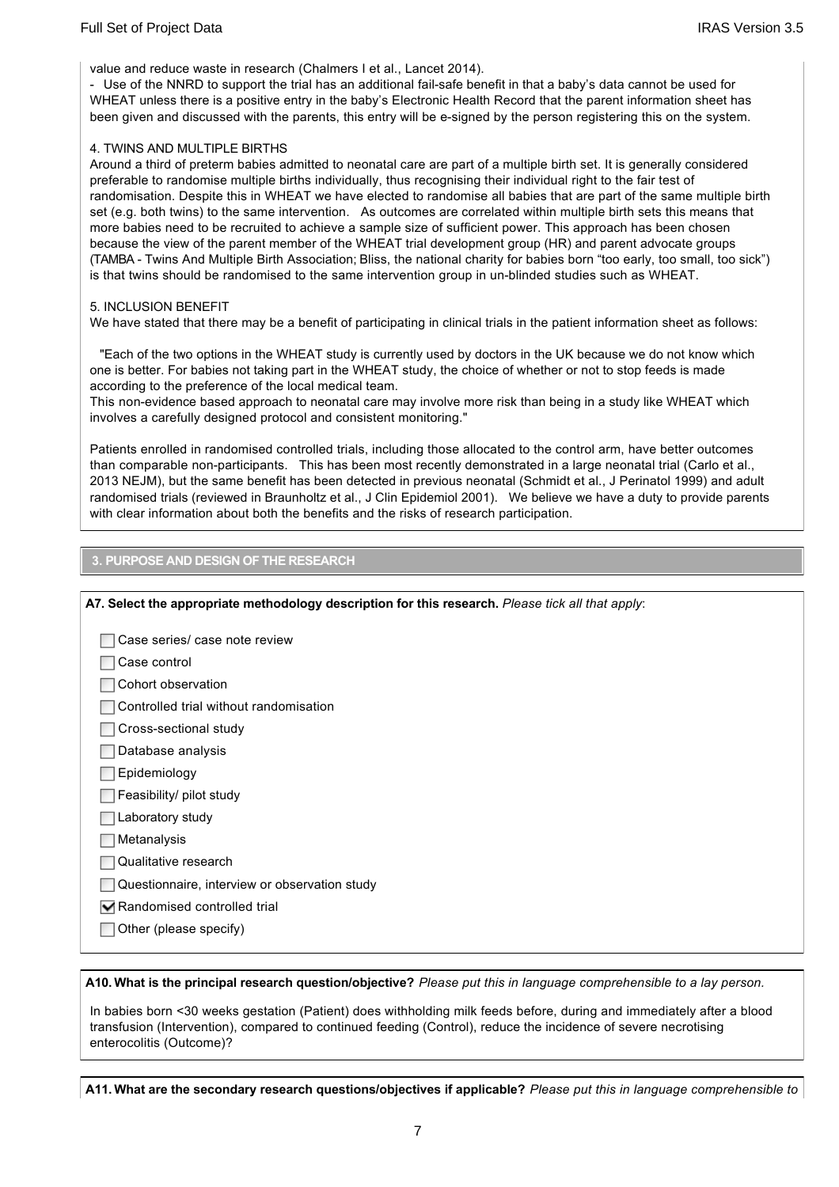value and reduce waste in research (Chalmers I et al., Lancet 2014).

- Use of the NNRD to support the trial has an additional fail-safe benefit in that a baby's data cannot be used for WHEAT unless there is a positive entry in the baby's Electronic Health Record that the parent information sheet has been given and discussed with the parents, this entry will be e-signed by the person registering this on the system.

4. TWINS AND MULTIPLE BIRTHS

Around a third of preterm babies admitted to neonatal care are part of a multiple birth set. It is generally considered preferable to randomise multiple births individually, thus recognising their individual right to the fair test of randomisation. Despite this in WHEAT we have elected to randomise all babies that are part of the same multiple birth set (e.g. both twins) to the same intervention. As outcomes are correlated within multiple birth sets this means that more babies need to be recruited to achieve a sample size of sufficient power. This approach has been chosen because the view of the parent member of the WHEAT trial development group (HR) and parent advocate groups (TAMBA - Twins And Multiple Birth Association; Bliss, the national charity for babies born "too early, too small, too sick") is that twins should be randomised to the same intervention group in un-blinded studies such as WHEAT.

5. INCLUSION BENEFIT

We have stated that there may be a benefit of participating in clinical trials in the patient information sheet as follows:

"Each of the two options in the WHEAT study is currently used by doctors in the UK because we do not know which one is better. For babies not taking part in the WHEAT study, the choice of whether or not to stop feeds is made according to the preference of the local medical team.
This non-evidence based approach to neonatal care may involve more risk than being in a study like WHEAT which involves a carefully designed protocol and consistent monitoring."

Patients enrolled in randomised controlled trials, including those allocated to the control arm, have better outcomes than comparable non-participants. This has been most recently demonstrated in a large neonatal trial (Carlo et al., 2013 NEJM), but the same benefit has been detected in previous neonatal (Schmidt et al., J Perinatol 1999) and adult randomised trials (reviewed in Braunholtz et al., J Clin Epidemiol 2001). We believe we have a duty to provide parents with clear information about both the benefits and the risks of research participation.

## 3. PURPOSE AND DESIGN OF THE RESEARCH

**A7. Select the appropriate methodology description for this research.** *Please tick all that apply*:

- [ ] Case series/ case note review
- [ ] Case control
- [ ] Cohort observation
- [ ] Controlled trial without randomisation
- [ ] Cross-sectional study
- [ ] Database analysis
- [ ] Epidemiology
- [ ] Feasibility/ pilot study
- [ ] Laboratory study
- [ ] Metanalysis
- [ ] Qualitative research
- [ ] Questionnaire, interview or observation study
- [x] Randomised controlled trial
- [ ] Other (please specify)

**A10. What is the principal research question/objective?** *Please put this in language comprehensible to a lay person.*

In babies born <30 weeks gestation (Patient) does withholding milk feeds before, during and immediately after a blood transfusion (Intervention), compared to continued feeding (Control), reduce the incidence of severe necrotising enterocolitis (Outcome)?

**A11. What are the secondary research questions/objectives if applicable?** *Please put this in language comprehensible to*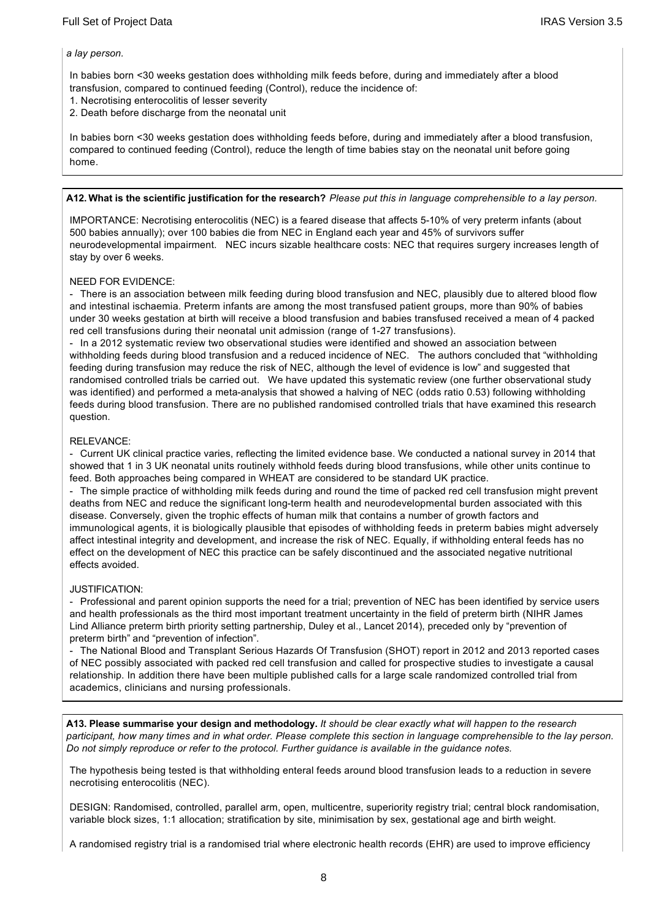*a lay person.*

In babies born <30 weeks gestation does withholding milk feeds before, during and immediately after a blood transfusion, compared to continued feeding (Control), reduce the incidence of:
1. Necrotising enterocolitis of lesser severity
2. Death before discharge from the neonatal unit

In babies born <30 weeks gestation does withholding feeds before, during and immediately after a blood transfusion, compared to continued feeding (Control), reduce the length of time babies stay on the neonatal unit before going home.

**A12. What is the scientific justification for the research?** *Please put this in language comprehensible to a lay person.*

IMPORTANCE: Necrotising enterocolitis (NEC) is a feared disease that affects 5-10% of very preterm infants (about 500 babies annually); over 100 babies die from NEC in England each year and 45% of survivors suffer neurodevelopmental impairment. NEC incurs sizable healthcare costs: NEC that requires surgery increases length of stay by over 6 weeks.

NEED FOR EVIDENCE:
- There is an association between milk feeding during blood transfusion and NEC, plausibly due to altered blood flow and intestinal ischaemia. Preterm infants are among the most transfused patient groups, more than 90% of babies under 30 weeks gestation at birth will receive a blood transfusion and babies transfused received a mean of 4 packed red cell transfusions during their neonatal unit admission (range of 1-27 transfusions).
- In a 2012 systematic review two observational studies were identified and showed an association between withholding feeds during blood transfusion and a reduced incidence of NEC. The authors concluded that "withholding feeding during transfusion may reduce the risk of NEC, although the level of evidence is low" and suggested that randomised controlled trials be carried out. We have updated this systematic review (one further observational study was identified) and performed a meta-analysis that showed a halving of NEC (odds ratio 0.53) following withholding feeds during blood transfusion. There are no published randomised controlled trials that have examined this research question.

RELEVANCE:
- Current UK clinical practice varies, reflecting the limited evidence base. We conducted a national survey in 2014 that showed that 1 in 3 UK neonatal units routinely withhold feeds during blood transfusions, while other units continue to feed. Both approaches being compared in WHEAT are considered to be standard UK practice.
- The simple practice of withholding milk feeds during and round the time of packed red cell transfusion might prevent deaths from NEC and reduce the significant long-term health and neurodevelopmental burden associated with this disease. Conversely, given the trophic effects of human milk that contains a number of growth factors and immunological agents, it is biologically plausible that episodes of withholding feeds in preterm babies might adversely affect intestinal integrity and development, and increase the risk of NEC. Equally, if withholding enteral feeds has no effect on the development of NEC this practice can be safely discontinued and the associated negative nutritional effects avoided.

JUSTIFICATION:
- Professional and parent opinion supports the need for a trial; prevention of NEC has been identified by service users and health professionals as the third most important treatment uncertainty in the field of preterm birth (NIHR James Lind Alliance preterm birth priority setting partnership, Duley et al., Lancet 2014), preceded only by "prevention of preterm birth" and "prevention of infection".
- The National Blood and Transplant Serious Hazards Of Transfusion (SHOT) report in 2012 and 2013 reported cases of NEC possibly associated with packed red cell transfusion and called for prospective studies to investigate a causal relationship. In addition there have been multiple published calls for a large scale randomized controlled trial from academics, clinicians and nursing professionals.

**A13. Please summarise your design and methodology.** *It should be clear exactly what will happen to the research participant, how many times and in what order. Please complete this section in language comprehensible to the lay person. Do not simply reproduce or refer to the protocol. Further guidance is available in the guidance notes.*

The hypothesis being tested is that withholding enteral feeds around blood transfusion leads to a reduction in severe necrotising enterocolitis (NEC).

DESIGN: Randomised, controlled, parallel arm, open, multicentre, superiority registry trial; central block randomisation, variable block sizes, 1:1 allocation; stratification by site, minimisation by sex, gestational age and birth weight.

A randomised registry trial is a randomised trial where electronic health records (EHR) are used to improve efficiency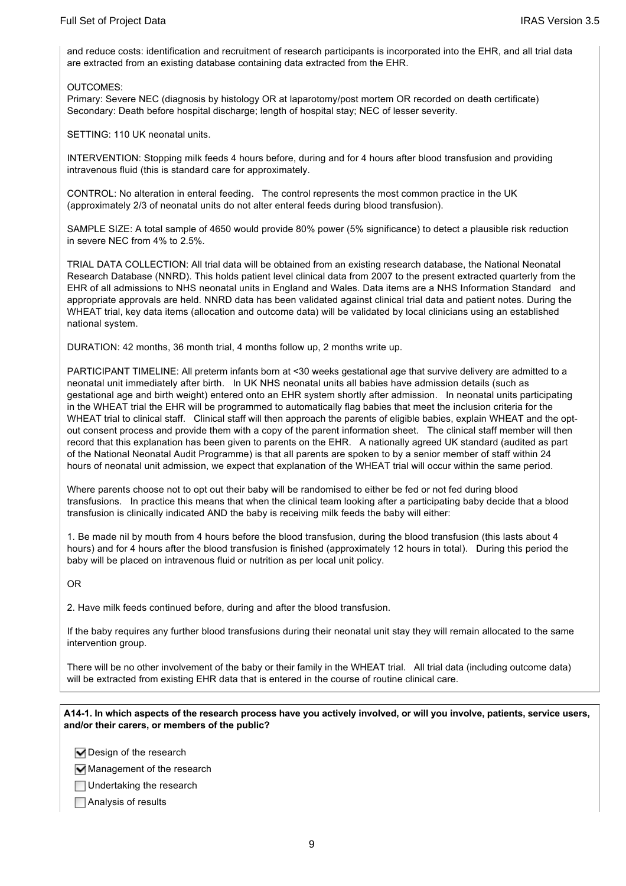and reduce costs: identification and recruitment of research participants is incorporated into the EHR, and all trial data are extracted from an existing database containing data extracted from the EHR.

OUTCOMES:
Primary: Severe NEC (diagnosis by histology OR at laparotomy/post mortem OR recorded on death certificate)
Secondary: Death before hospital discharge; length of hospital stay; NEC of lesser severity.

SETTING: 110 UK neonatal units.

INTERVENTION: Stopping milk feeds 4 hours before, during and for 4 hours after blood transfusion and providing intravenous fluid (this is standard care for approximately.

CONTROL: No alteration in enteral feeding. The control represents the most common practice in the UK (approximately 2/3 of neonatal units do not alter enteral feeds during blood transfusion).

SAMPLE SIZE: A total sample of 4650 would provide 80% power (5% significance) to detect a plausible risk reduction in severe NEC from 4% to 2.5%.

TRIAL DATA COLLECTION: All trial data will be obtained from an existing research database, the National Neonatal Research Database (NNRD). This holds patient level clinical data from 2007 to the present extracted quarterly from the EHR of all admissions to NHS neonatal units in England and Wales. Data items are a NHS Information Standard and appropriate approvals are held. NNRD data has been validated against clinical trial data and patient notes. During the WHEAT trial, key data items (allocation and outcome data) will be validated by local clinicians using an established national system.

DURATION: 42 months, 36 month trial, 4 months follow up, 2 months write up.

PARTICIPANT TIMELINE: All preterm infants born at <30 weeks gestational age that survive delivery are admitted to a neonatal unit immediately after birth. In UK NHS neonatal units all babies have admission details (such as gestational age and birth weight) entered onto an EHR system shortly after admission. In neonatal units participating in the WHEAT trial the EHR will be programmed to automatically flag babies that meet the inclusion criteria for the WHEAT trial to clinical staff. Clinical staff will then approach the parents of eligible babies, explain WHEAT and the opt-out consent process and provide them with a copy of the parent information sheet. The clinical staff member will then record that this explanation has been given to parents on the EHR. A nationally agreed UK standard (audited as part of the National Neonatal Audit Programme) is that all parents are spoken to by a senior member of staff within 24 hours of neonatal unit admission, we expect that explanation of the WHEAT trial will occur within the same period.

Where parents choose not to opt out their baby will be randomised to either be fed or not fed during blood transfusions. In practice this means that when the clinical team looking after a participating baby decide that a blood transfusion is clinically indicated AND the baby is receiving milk feeds the baby will either:

1. Be made nil by mouth from 4 hours before the blood transfusion, during the blood transfusion (this lasts about 4 hours) and for 4 hours after the blood transfusion is finished (approximately 12 hours in total). During this period the baby will be placed on intravenous fluid or nutrition as per local unit policy.

OR

2. Have milk feeds continued before, during and after the blood transfusion.

If the baby requires any further blood transfusions during their neonatal unit stay they will remain allocated to the same intervention group.

There will be no other involvement of the baby or their family in the WHEAT trial. All trial data (including outcome data) will be extracted from existing EHR data that is entered in the course of routine clinical care.

**A14-1. In which aspects of the research process have you actively involved, or will you involve, patients, service users, and/or their carers, or members of the public?**

- [x] Design of the research
- [x] Management of the research
- [ ] Undertaking the research
- [ ] Analysis of results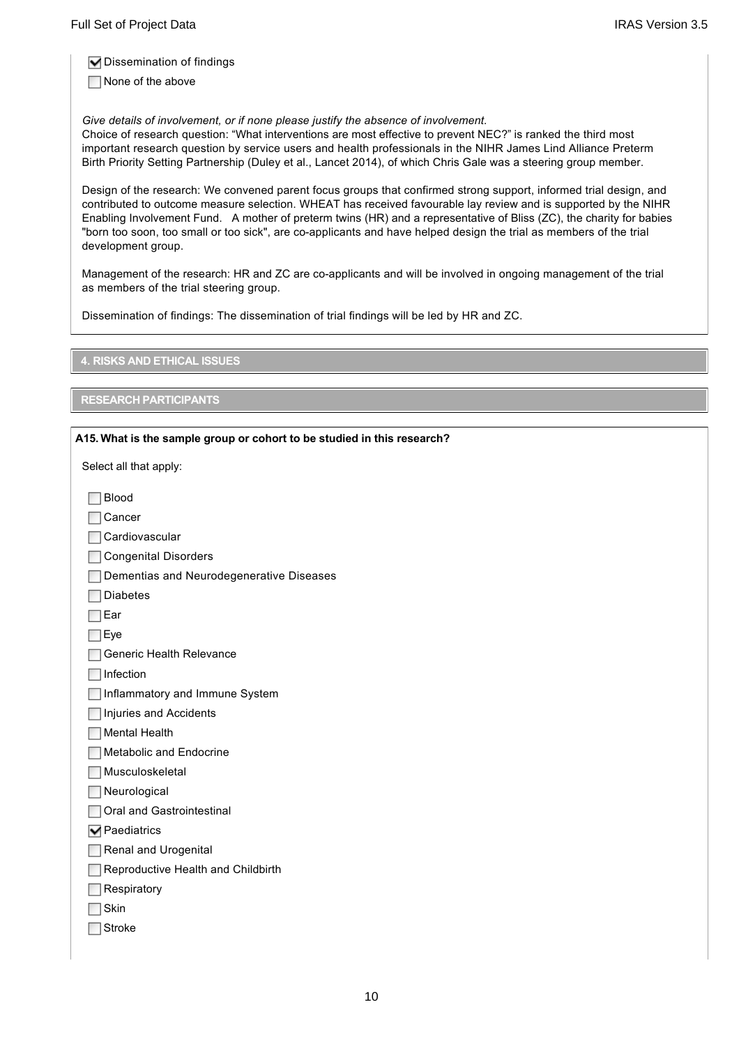- [x] Dissemination of findings
- [ ] None of the above

*Give details of involvement, or if none please justify the absence of involvement.*
Choice of research question: "What interventions are most effective to prevent NEC?" is ranked the third most important research question by service users and health professionals in the NIHR James Lind Alliance Preterm Birth Priority Setting Partnership (Duley et al., Lancet 2014), of which Chris Gale was a steering group member.

Design of the research: We convened parent focus groups that confirmed strong support, informed trial design, and contributed to outcome measure selection. WHEAT has received favourable lay review and is supported by the NIHR Enabling Involvement Fund. A mother of preterm twins (HR) and a representative of Bliss (ZC), the charity for babies "born too soon, too small or too sick", are co-applicants and have helped design the trial as members of the trial development group.

Management of the research: HR and ZC are co-applicants and will be involved in ongoing management of the trial as members of the trial steering group.

Dissemination of findings: The dissemination of trial findings will be led by HR and ZC.

## 4. RISKS AND ETHICAL ISSUES

### RESEARCH PARTICIPANTS

**A15. What is the sample group or cohort to be studied in this research?**

Select all that apply:

- [ ] Blood
- [ ] Cancer
- [ ] Cardiovascular
- [ ] Congenital Disorders
- [ ] Dementias and Neurodegenerative Diseases
- [ ] Diabetes
- [ ] Ear
- [ ] Eye
- [ ] Generic Health Relevance
- [ ] Infection
- [ ] Inflammatory and Immune System
- [ ] Injuries and Accidents
- [ ] Mental Health
- [ ] Metabolic and Endocrine
- [ ] Musculoskeletal
- [ ] Neurological
- [ ] Oral and Gastrointestinal
- [x] Paediatrics
- [ ] Renal and Urogenital
- [ ] Reproductive Health and Childbirth
- [ ] Respiratory
- [ ] Skin
- [ ] Stroke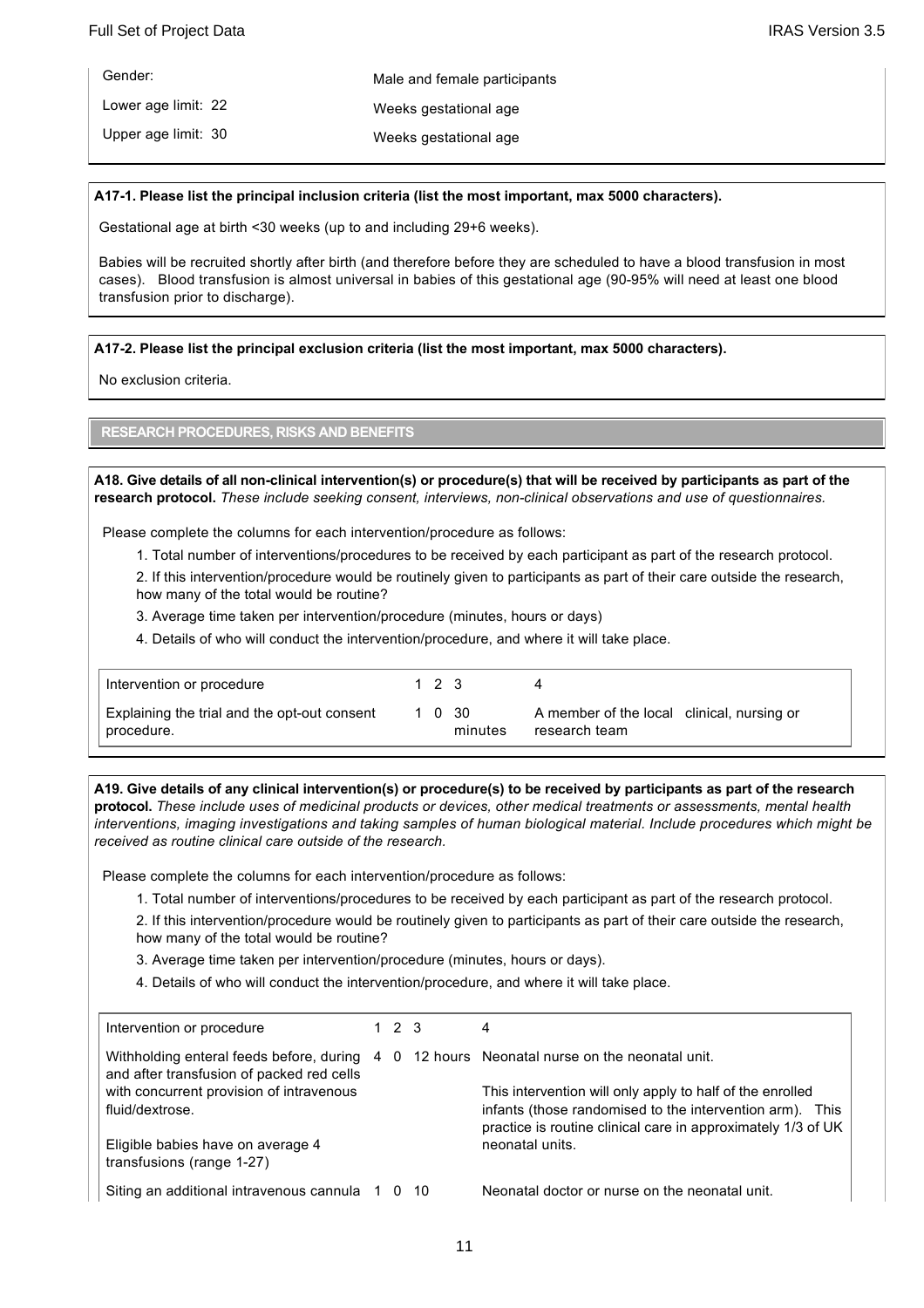| | |
|---|---|
| Gender: | Male and female participants |
| Lower age limit: 22 | Weeks gestational age |
| Upper age limit: 30 | Weeks gestational age |

**A17-1. Please list the principal inclusion criteria (list the most important, max 5000 characters).**

Gestational age at birth <30 weeks (up to and including 29+6 weeks).

Babies will be recruited shortly after birth (and therefore before they are scheduled to have a blood transfusion in most cases). Blood transfusion is almost universal in babies of this gestational age (90-95% will need at least one blood transfusion prior to discharge).

**A17-2. Please list the principal exclusion criteria (list the most important, max 5000 characters).**

No exclusion criteria.

## RESEARCH PROCEDURES, RISKS AND BENEFITS

**A18. Give details of all non-clinical intervention(s) or procedure(s) that will be received by participants as part of the research protocol.** *These include seeking consent, interviews, non-clinical observations and use of questionnaires.*

Please complete the columns for each intervention/procedure as follows:

1. Total number of interventions/procedures to be received by each participant as part of the research protocol.
2. If this intervention/procedure would be routinely given to participants as part of their care outside the research, how many of the total would be routine?
3. Average time taken per intervention/procedure (minutes, hours or days)
4. Details of who will conduct the intervention/procedure, and where it will take place.

| Intervention or procedure | 1 | 2 | 3 | 4 |
|---|---|---|---|---|
| Explaining the trial and the opt-out consent procedure. | 1 | 0 | 30 minutes | A member of the local clinical, nursing or research team |

**A19. Give details of any clinical intervention(s) or procedure(s) to be received by participants as part of the research protocol.** *These include uses of medicinal products or devices, other medical treatments or assessments, mental health interventions, imaging investigations and taking samples of human biological material. Include procedures which might be received as routine clinical care outside of the research.*

Please complete the columns for each intervention/procedure as follows:

1. Total number of interventions/procedures to be received by each participant as part of the research protocol.
2. If this intervention/procedure would be routinely given to participants as part of their care outside the research, how many of the total would be routine?
3. Average time taken per intervention/procedure (minutes, hours or days).
4. Details of who will conduct the intervention/procedure, and where it will take place.

| Intervention or procedure | 1 | 2 | 3 | 4 |
|---|---|---|---|---|
| Withholding enteral feeds before, during and after transfusion of packed red cells with concurrent provision of intravenous fluid/dextrose.<br><br>Eligible babies have on average 4 transfusions (range 1-27) | 4 | 0 | 12 hours | Neonatal nurse on the neonatal unit.<br><br>This intervention will only apply to half of the enrolled infants (those randomised to the intervention arm). This practice is routine clinical care in approximately 1/3 of UK neonatal units. |
| Siting an additional intravenous cannula | 1 | 0 | 10 | Neonatal doctor or nurse on the neonatal unit. |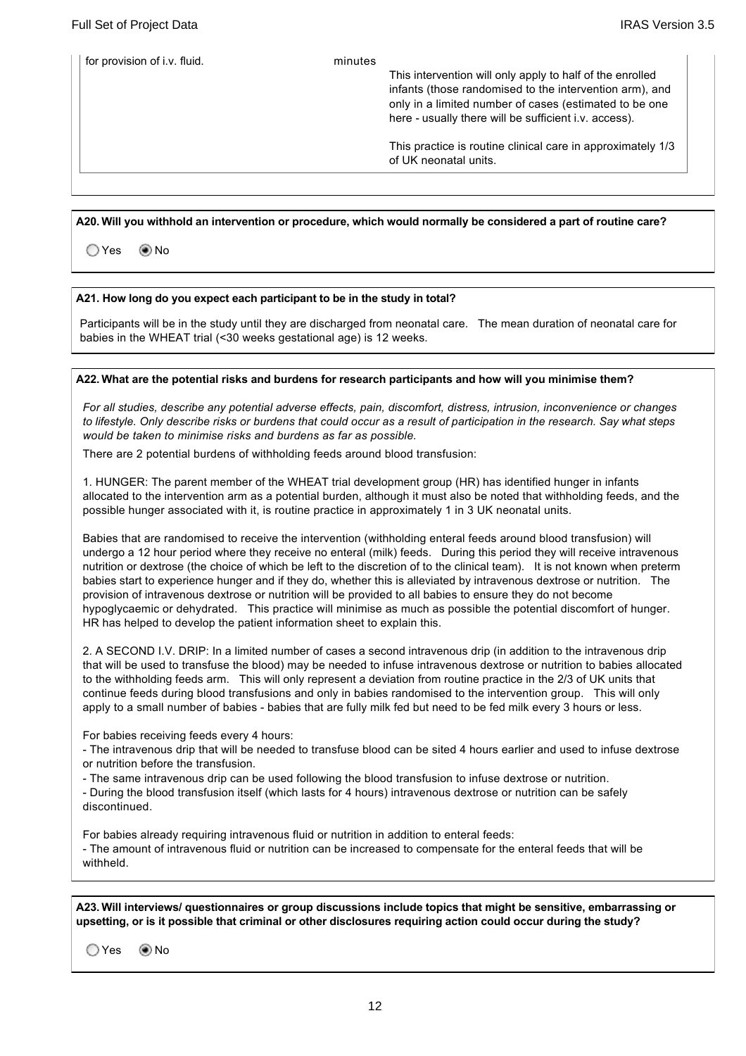| for provision of i.v. fluid. | minutes | This intervention will only apply to half of the enrolled infants (those randomised to the intervention arm), and only in a limited number of cases (estimated to be one here - usually there will be sufficient i.v. access).<br><br>This practice is routine clinical care in approximately 1/3 of UK neonatal units. |
|---|---|---|

**A20. Will you withhold an intervention or procedure, which would normally be considered a part of routine care?**

○ Yes ◉ No

**A21. How long do you expect each participant to be in the study in total?**

Participants will be in the study until they are discharged from neonatal care. The mean duration of neonatal care for babies in the WHEAT trial (<30 weeks gestational age) is 12 weeks.

**A22. What are the potential risks and burdens for research participants and how will you minimise them?**

*For all studies, describe any potential adverse effects, pain, discomfort, distress, intrusion, inconvenience or changes to lifestyle. Only describe risks or burdens that could occur as a result of participation in the research. Say what steps would be taken to minimise risks and burdens as far as possible.*

There are 2 potential burdens of withholding feeds around blood transfusion:

1. HUNGER: The parent member of the WHEAT trial development group (HR) has identified hunger in infants allocated to the intervention arm as a potential burden, although it must also be noted that withholding feeds, and the possible hunger associated with it, is routine practice in approximately 1 in 3 UK neonatal units.

Babies that are randomised to receive the intervention (withholding enteral feeds around blood transfusion) will undergo a 12 hour period where they receive no enteral (milk) feeds. During this period they will receive intravenous nutrition or dextrose (the choice of which be left to the discretion of to the clinical team). It is not known when preterm babies start to experience hunger and if they do, whether this is alleviated by intravenous dextrose or nutrition. The provision of intravenous dextrose or nutrition will be provided to all babies to ensure they do not become hypoglycaemic or dehydrated. This practice will minimise as much as possible the potential discomfort of hunger. HR has helped to develop the patient information sheet to explain this.

2. A SECOND I.V. DRIP: In a limited number of cases a second intravenous drip (in addition to the intravenous drip that will be used to transfuse the blood) may be needed to infuse intravenous dextrose or nutrition to babies allocated to the withholding feeds arm. This will only represent a deviation from routine practice in the 2/3 of UK units that continue feeds during blood transfusions and only in babies randomised to the intervention group. This will only apply to a small number of babies - babies that are fully milk fed but need to be fed milk every 3 hours or less.

For babies receiving feeds every 4 hours:

- The intravenous drip that will be needed to transfuse blood can be sited 4 hours earlier and used to infuse dextrose or nutrition before the transfusion.
- The same intravenous drip can be used following the blood transfusion to infuse dextrose or nutrition.
- During the blood transfusion itself (which lasts for 4 hours) intravenous dextrose or nutrition can be safely discontinued.

For babies already requiring intravenous fluid or nutrition in addition to enteral feeds:

- The amount of intravenous fluid or nutrition can be increased to compensate for the enteral feeds that will be withheld.

**A23. Will interviews/ questionnaires or group discussions include topics that might be sensitive, embarrassing or upsetting, or is it possible that criminal or other disclosures requiring action could occur during the study?**

○ Yes ◉ No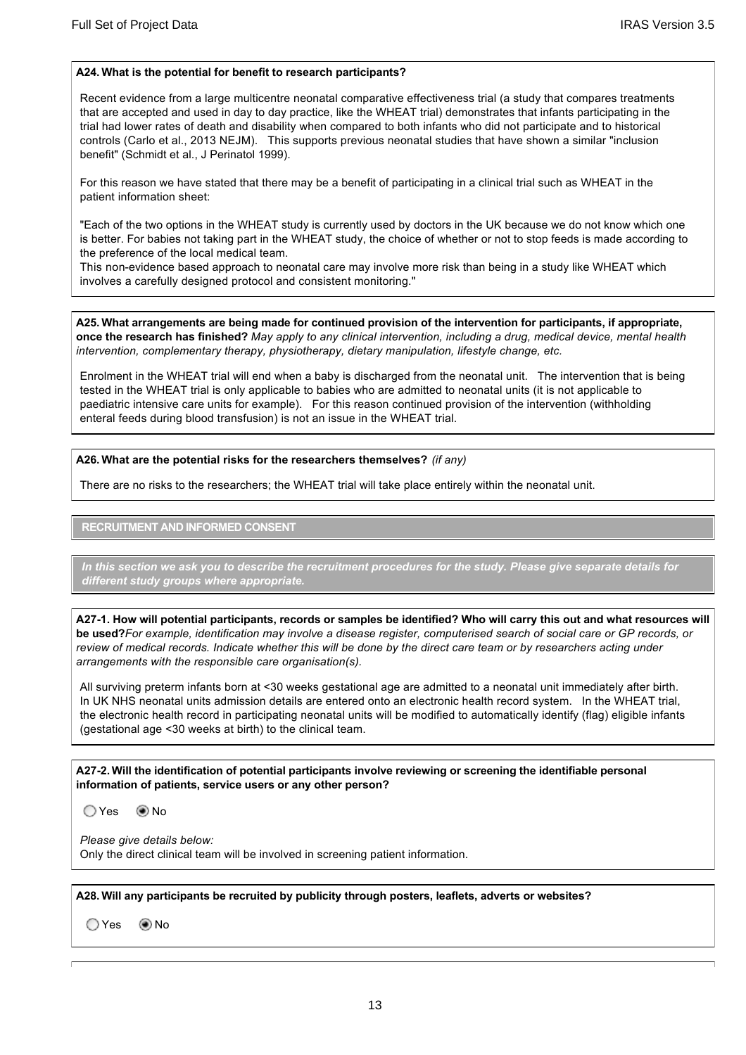**A24. What is the potential for benefit to research participants?**

Recent evidence from a large multicentre neonatal comparative effectiveness trial (a study that compares treatments that are accepted and used in day to day practice, like the WHEAT trial) demonstrates that infants participating in the trial had lower rates of death and disability when compared to both infants who did not participate and to historical controls (Carlo et al., 2013 NEJM). This supports previous neonatal studies that have shown a similar "inclusion benefit" (Schmidt et al., J Perinatol 1999).

For this reason we have stated that there may be a benefit of participating in a clinical trial such as WHEAT in the patient information sheet:

"Each of the two options in the WHEAT study is currently used by doctors in the UK because we do not know which one is better. For babies not taking part in the WHEAT study, the choice of whether or not to stop feeds is made according to the preference of the local medical team.
This non-evidence based approach to neonatal care may involve more risk than being in a study like WHEAT which involves a carefully designed protocol and consistent monitoring."

**A25. What arrangements are being made for continued provision of the intervention for participants, if appropriate, once the research has finished?** *May apply to any clinical intervention, including a drug, medical device, mental health intervention, complementary therapy, physiotherapy, dietary manipulation, lifestyle change, etc.*

Enrolment in the WHEAT trial will end when a baby is discharged from the neonatal unit. The intervention that is being tested in the WHEAT trial is only applicable to babies who are admitted to neonatal units (it is not applicable to paediatric intensive care units for example). For this reason continued provision of the intervention (withholding enteral feeds during blood transfusion) is not an issue in the WHEAT trial.

**A26. What are the potential risks for the researchers themselves?** *(if any)*

There are no risks to the researchers; the WHEAT trial will take place entirely within the neonatal unit.

## RECRUITMENT AND INFORMED CONSENT

***In this section we ask you to describe the recruitment procedures for the study. Please give separate details for different study groups where appropriate.***

**A27-1. How will potential participants, records or samples be identified? Who will carry this out and what resources will be used?** *For example, identification may involve a disease register, computerised search of social care or GP records, or review of medical records. Indicate whether this will be done by the direct care team or by researchers acting under arrangements with the responsible care organisation(s).*

All surviving preterm infants born at <30 weeks gestational age are admitted to a neonatal unit immediately after birth. In UK NHS neonatal units admission details are entered onto an electronic health record system. In the WHEAT trial, the electronic health record in participating neonatal units will be modified to automatically identify (flag) eligible infants (gestational age <30 weeks at birth) to the clinical team.

**A27-2. Will the identification of potential participants involve reviewing or screening the identifiable personal information of patients, service users or any other person?**

○ Yes ◉ No

*Please give details below:*
Only the direct clinical team will be involved in screening patient information.

**A28. Will any participants be recruited by publicity through posters, leaflets, adverts or websites?**

○ Yes ◉ No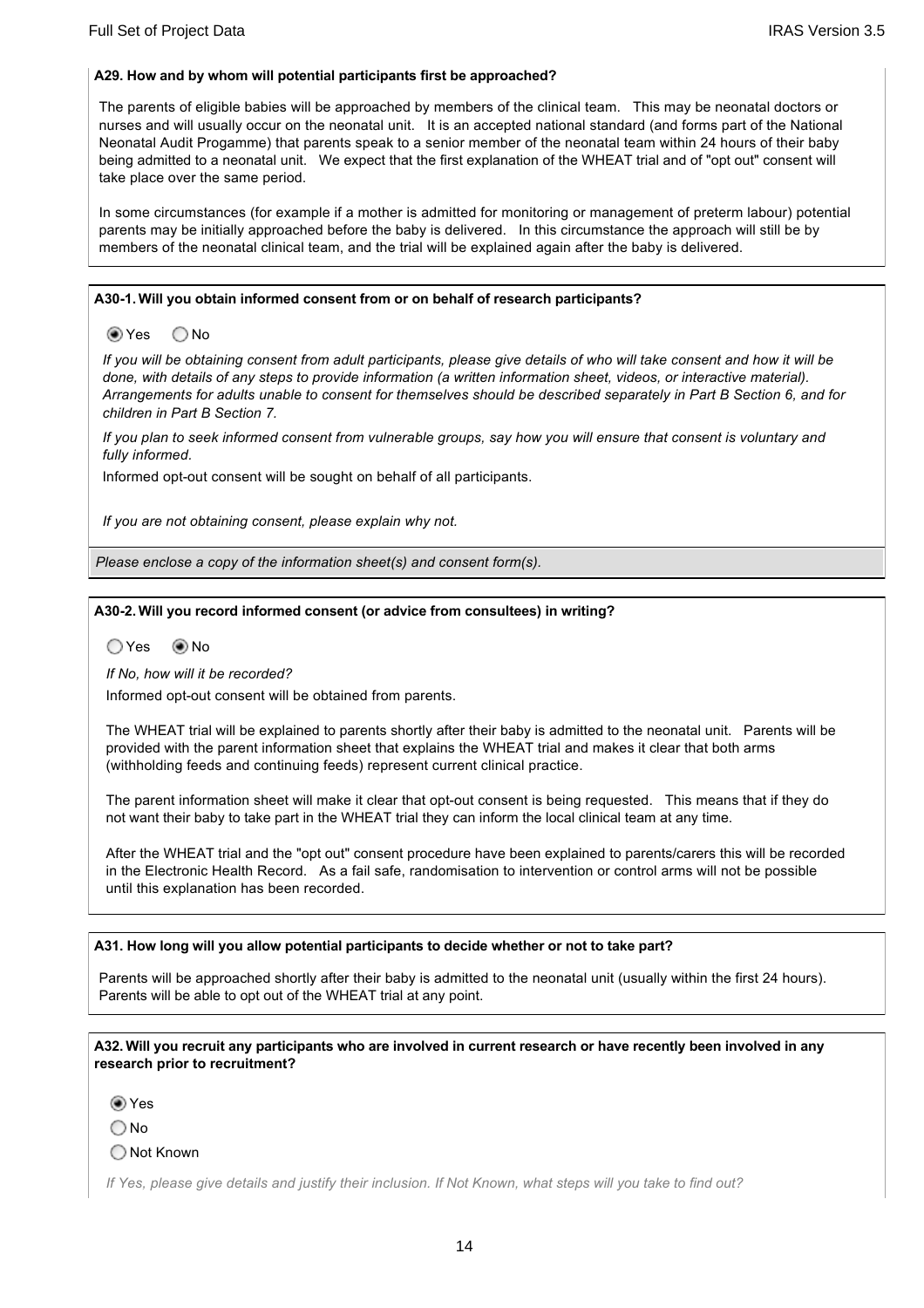**A29. How and by whom will potential participants first be approached?**

The parents of eligible babies will be approached by members of the clinical team. This may be neonatal doctors or nurses and will usually occur on the neonatal unit. It is an accepted national standard (and forms part of the National Neonatal Audit Progamme) that parents speak to a senior member of the neonatal team within 24 hours of their baby being admitted to a neonatal unit. We expect that the first explanation of the WHEAT trial and of "opt out" consent will take place over the same period.

In some circumstances (for example if a mother is admitted for monitoring or management of preterm labour) potential parents may be initially approached before the baby is delivered. In this circumstance the approach will still be by members of the neonatal clinical team, and the trial will be explained again after the baby is delivered.

**A30-1. Will you obtain informed consent from or on behalf of research participants?**

◉ Yes ◯ No

*If you will be obtaining consent from adult participants, please give details of who will take consent and how it will be done, with details of any steps to provide information (a written information sheet, videos, or interactive material). Arrangements for adults unable to consent for themselves should be described separately in Part B Section 6, and for children in Part B Section 7.*

*If you plan to seek informed consent from vulnerable groups, say how you will ensure that consent is voluntary and fully informed.*

Informed opt-out consent will be sought on behalf of all participants.

*If you are not obtaining consent, please explain why not.*

*Please enclose a copy of the information sheet(s) and consent form(s).*

**A30-2. Will you record informed consent (or advice from consultees) in writing?**

◯ Yes ◉ No

*If No, how will it be recorded?*

Informed opt-out consent will be obtained from parents.

The WHEAT trial will be explained to parents shortly after their baby is admitted to the neonatal unit. Parents will be provided with the parent information sheet that explains the WHEAT trial and makes it clear that both arms (withholding feeds and continuing feeds) represent current clinical practice.

The parent information sheet will make it clear that opt-out consent is being requested. This means that if they do not want their baby to take part in the WHEAT trial they can inform the local clinical team at any time.

After the WHEAT trial and the "opt out" consent procedure have been explained to parents/carers this will be recorded in the Electronic Health Record. As a fail safe, randomisation to intervention or control arms will not be possible until this explanation has been recorded.

**A31. How long will you allow potential participants to decide whether or not to take part?**

Parents will be approached shortly after their baby is admitted to the neonatal unit (usually within the first 24 hours). Parents will be able to opt out of the WHEAT trial at any point.

**A32. Will you recruit any participants who are involved in current research or have recently been involved in any research prior to recruitment?**

◉ Yes

◯ No

◯ Not Known

*If Yes, please give details and justify their inclusion. If Not Known, what steps will you take to find out?*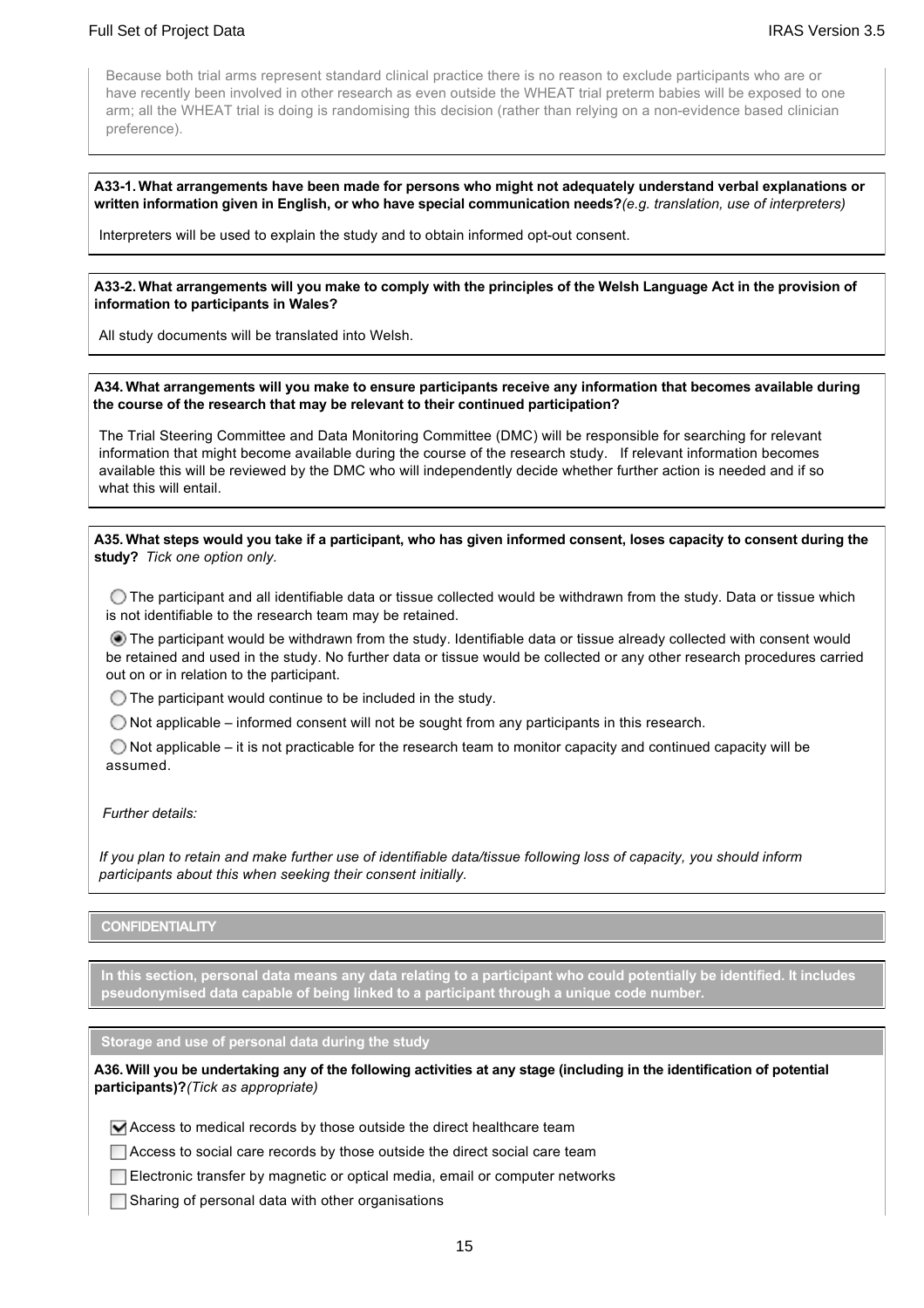Because both trial arms represent standard clinical practice there is no reason to exclude participants who are or have recently been involved in other research as even outside the WHEAT trial preterm babies will be exposed to one arm; all the WHEAT trial is doing is randomising this decision (rather than relying on a non-evidence based clinician preference).

**A33-1. What arrangements have been made for persons who might not adequately understand verbal explanations or written information given in English, or who have special communication needs?** *(e.g. translation, use of interpreters)*

Interpreters will be used to explain the study and to obtain informed opt-out consent.

**A33-2. What arrangements will you make to comply with the principles of the Welsh Language Act in the provision of information to participants in Wales?**

All study documents will be translated into Welsh.

**A34. What arrangements will you make to ensure participants receive any information that becomes available during the course of the research that may be relevant to their continued participation?**

The Trial Steering Committee and Data Monitoring Committee (DMC) will be responsible for searching for relevant information that might become available during the course of the research study. If relevant information becomes available this will be reviewed by the DMC who will independently decide whether further action is needed and if so what this will entail.

**A35. What steps would you take if a participant, who has given informed consent, loses capacity to consent during the study?** *Tick one option only.*

- ○ The participant and all identifiable data or tissue collected would be withdrawn from the study. Data or tissue which is not identifiable to the research team may be retained.
- ◉ The participant would be withdrawn from the study. Identifiable data or tissue already collected with consent would be retained and used in the study. No further data or tissue would be collected or any other research procedures carried out on or in relation to the participant.
- ○ The participant would continue to be included in the study.
- ○ Not applicable – informed consent will not be sought from any participants in this research.
- ○ Not applicable – it is not practicable for the research team to monitor capacity and continued capacity will be assumed.

*Further details:*

*If you plan to retain and make further use of identifiable data/tissue following loss of capacity, you should inform participants about this when seeking their consent initially.*

## CONFIDENTIALITY

**In this section, personal data means any data relating to a participant who could potentially be identified. It includes pseudonymised data capable of being linked to a participant through a unique code number.**

### Storage and use of personal data during the study

**A36. Will you be undertaking any of the following activities at any stage (including in the identification of potential participants)?** *(Tick as appropriate)*

- [x] Access to medical records by those outside the direct healthcare team
- [ ] Access to social care records by those outside the direct social care team
- [ ] Electronic transfer by magnetic or optical media, email or computer networks
- [ ] Sharing of personal data with other organisations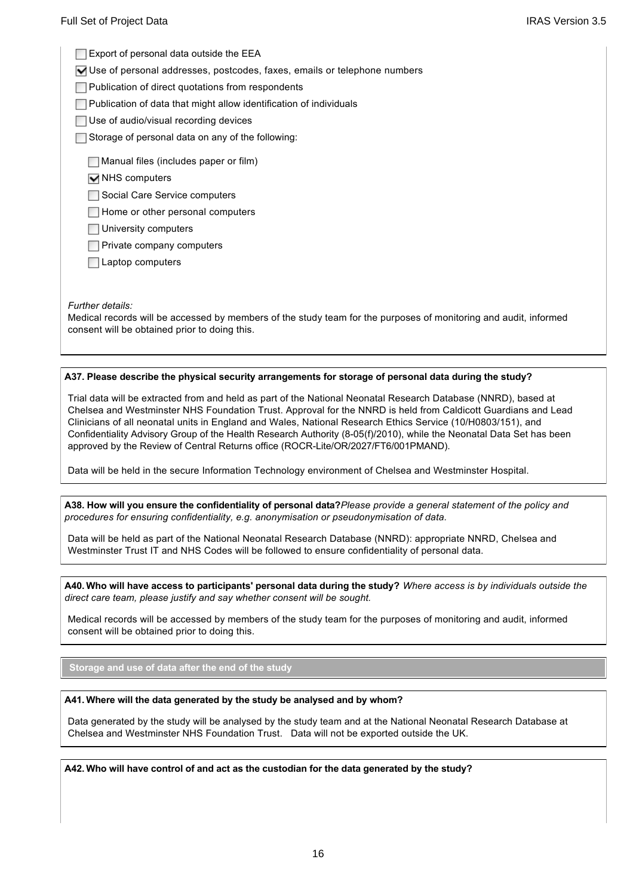- [ ] Export of personal data outside the EEA
- [x] Use of personal addresses, postcodes, faxes, emails or telephone numbers
- [ ] Publication of direct quotations from respondents
- [ ] Publication of data that might allow identification of individuals
- [ ] Use of audio/visual recording devices
- [ ] Storage of personal data on any of the following:
  - [ ] Manual files (includes paper or film)
  - [x] NHS computers
  - [ ] Social Care Service computers
  - [ ] Home or other personal computers
  - [ ] University computers
  - [ ] Private company computers
  - [ ] Laptop computers

*Further details:*
Medical records will be accessed by members of the study team for the purposes of monitoring and audit, informed consent will be obtained prior to doing this.

**A37. Please describe the physical security arrangements for storage of personal data during the study?**

Trial data will be extracted from and held as part of the National Neonatal Research Database (NNRD), based at Chelsea and Westminster NHS Foundation Trust. Approval for the NNRD is held from Caldicott Guardians and Lead Clinicians of all neonatal units in England and Wales, National Research Ethics Service (10/H0803/151), and Confidentiality Advisory Group of the Health Research Authority (8-05(f)/2010), while the Neonatal Data Set has been approved by the Review of Central Returns office (ROCR-Lite/OR/2027/FT6/001PMAND).

Data will be held in the secure Information Technology environment of Chelsea and Westminster Hospital.

**A38. How will you ensure the confidentiality of personal data?** *Please provide a general statement of the policy and procedures for ensuring confidentiality, e.g. anonymisation or pseudonymisation of data.*

Data will be held as part of the National Neonatal Research Database (NNRD): appropriate NNRD, Chelsea and Westminster Trust IT and NHS Codes will be followed to ensure confidentiality of personal data.

**A40. Who will have access to participants' personal data during the study?** *Where access is by individuals outside the direct care team, please justify and say whether consent will be sought.*

Medical records will be accessed by members of the study team for the purposes of monitoring and audit, informed consent will be obtained prior to doing this.

## Storage and use of data after the end of the study

**A41. Where will the data generated by the study be analysed and by whom?**

Data generated by the study will be analysed by the study team and at the National Neonatal Research Database at Chelsea and Westminster NHS Foundation Trust. Data will not be exported outside the UK.

**A42. Who will have control of and act as the custodian for the data generated by the study?**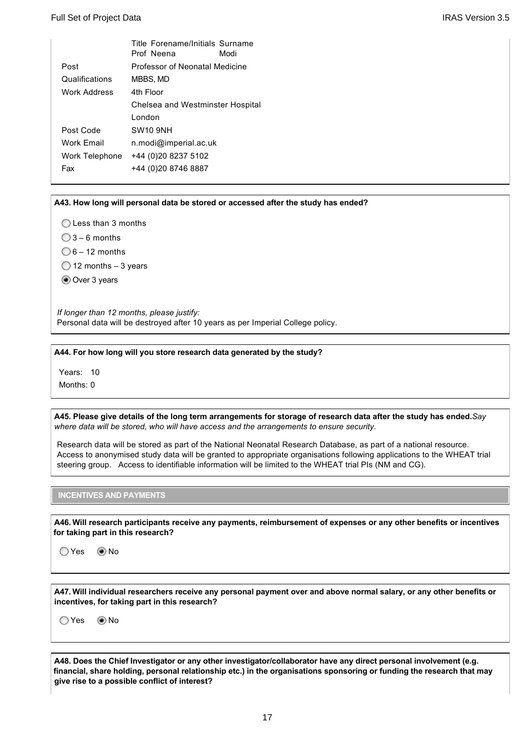| | Title Forename/Initials Surname |
|---|---|
| | Prof Neena Modi |
| Post | Professor of Neonatal Medicine |
| Qualifications | MBBS, MD |
| Work Address | 4th Floor |
| | Chelsea and Westminster Hospital |
| | London |
| Post Code | SW10 9NH |
| Work Email | n.modi@imperial.ac.uk |
| Work Telephone | +44 (0)20 8237 5102 |
| Fax | +44 (0)20 8746 8887 |

**A43. How long will personal data be stored or accessed after the study has ended?**

- ○ Less than 3 months
- ○ 3 – 6 months
- ○ 6 – 12 months
- ○ 12 months – 3 years
- ◉ Over 3 years

*If longer than 12 months, please justify:*
Personal data will be destroyed after 10 years as per Imperial College policy.

**A44. For how long will you store research data generated by the study?**

Years: 10
Months: 0

**A45. Please give details of the long term arrangements for storage of research data after the study has ended.** *Say where data will be stored, who will have access and the arrangements to ensure security.*

Research data will be stored as part of the National Neonatal Research Database, as part of a national resource. Access to anonymised study data will be granted to appropriate organisations following applications to the WHEAT trial steering group. Access to identifiable information will be limited to the WHEAT trial PIs (NM and CG).

## INCENTIVES AND PAYMENTS

**A46. Will research participants receive any payments, reimbursement of expenses or any other benefits or incentives for taking part in this research?**

○ Yes ◉ No

**A47. Will individual researchers receive any personal payment over and above normal salary, or any other benefits or incentives, for taking part in this research?**

○ Yes ◉ No

**A48. Does the Chief Investigator or any other investigator/collaborator have any direct personal involvement (e.g. financial, share holding, personal relationship etc.) in the organisations sponsoring or funding the research that may give rise to a possible conflict of interest?**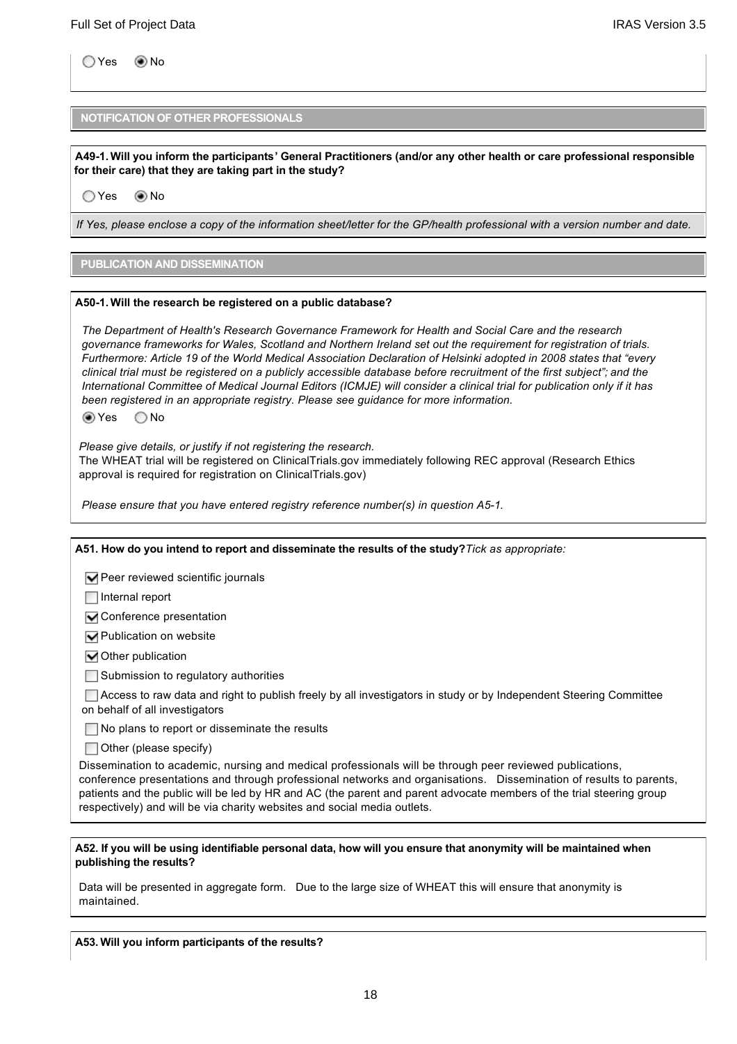○ Yes ◉ No

## NOTIFICATION OF OTHER PROFESSIONALS

**A49-1. Will you inform the participants' General Practitioners (and/or any other health or care professional responsible for their care) that they are taking part in the study?**

○ Yes ◉ No

*If Yes, please enclose a copy of the information sheet/letter for the GP/health professional with a version number and date.*

## PUBLICATION AND DISSEMINATION

**A50-1. Will the research be registered on a public database?**

*The Department of Health's Research Governance Framework for Health and Social Care and the research governance frameworks for Wales, Scotland and Northern Ireland set out the requirement for registration of trials. Furthermore: Article 19 of the World Medical Association Declaration of Helsinki adopted in 2008 states that "every clinical trial must be registered on a publicly accessible database before recruitment of the first subject"; and the International Committee of Medical Journal Editors (ICMJE) will consider a clinical trial for publication only if it has been registered in an appropriate registry. Please see guidance for more information.*

◉ Yes ○ No

*Please give details, or justify if not registering the research.*

The WHEAT trial will be registered on ClinicalTrials.gov immediately following REC approval (Research Ethics approval is required for registration on ClinicalTrials.gov)

*Please ensure that you have entered registry reference number(s) in question A5-1.*

**A51. How do you intend to report and disseminate the results of the study?** *Tick as appropriate:*

- [x] Peer reviewed scientific journals
- [ ] Internal report
- [x] Conference presentation
- [x] Publication on website
- [x] Other publication
- [ ] Submission to regulatory authorities
- [ ] Access to raw data and right to publish freely by all investigators in study or by Independent Steering Committee on behalf of all investigators
- [ ] No plans to report or disseminate the results
- [ ] Other (please specify)

Dissemination to academic, nursing and medical professionals will be through peer reviewed publications, conference presentations and through professional networks and organisations. Dissemination of results to parents, patients and the public will be led by HR and AC (the parent and parent advocate members of the trial steering group respectively) and will be via charity websites and social media outlets.

**A52. If you will be using identifiable personal data, how will you ensure that anonymity will be maintained when publishing the results?**

Data will be presented in aggregate form. Due to the large size of WHEAT this will ensure that anonymity is maintained.

**A53. Will you inform participants of the results?**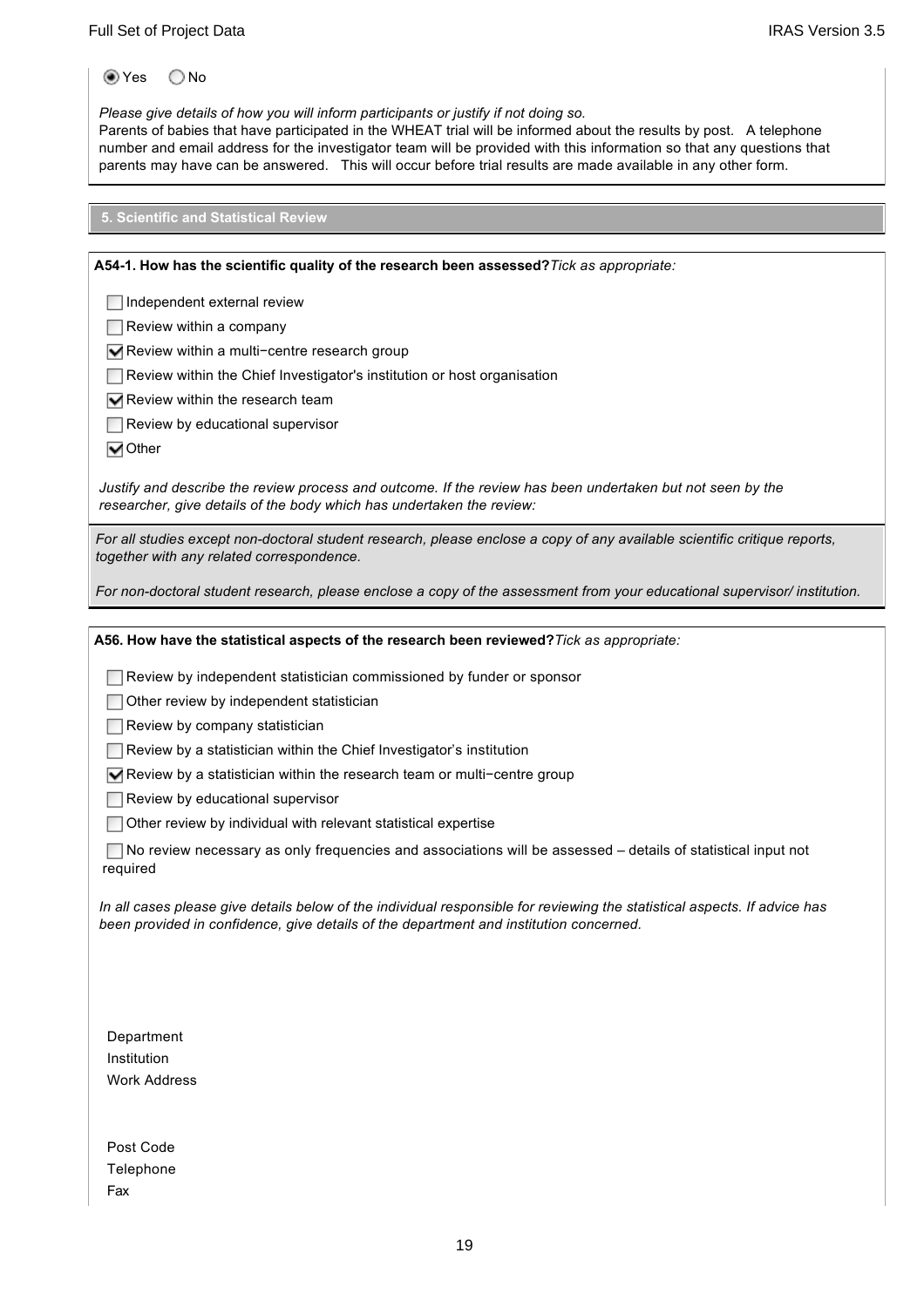◉ Yes ○ No

*Please give details of how you will inform participants or justify if not doing so.*
Parents of babies that have participated in the WHEAT trial will be informed about the results by post. A telephone number and email address for the investigator team will be provided with this information so that any questions that parents may have can be answered. This will occur before trial results are made available in any other form.

## 5. Scientific and Statistical Review

**A54-1. How has the scientific quality of the research been assessed?** *Tick as appropriate:*

- [ ] Independent external review
- [ ] Review within a company
- [x] Review within a multi−centre research group
- [ ] Review within the Chief Investigator's institution or host organisation
- [x] Review within the research team
- [ ] Review by educational supervisor
- [x] Other

*Justify and describe the review process and outcome. If the review has been undertaken but not seen by the researcher, give details of the body which has undertaken the review:*

*For all studies except non-doctoral student research, please enclose a copy of any available scientific critique reports, together with any related correspondence.*

*For non-doctoral student research, please enclose a copy of the assessment from your educational supervisor/ institution.*

**A56. How have the statistical aspects of the research been reviewed?** *Tick as appropriate:*

- [ ] Review by independent statistician commissioned by funder or sponsor
- [ ] Other review by independent statistician
- [ ] Review by company statistician
- [ ] Review by a statistician within the Chief Investigator's institution
- [x] Review by a statistician within the research team or multi−centre group
- [ ] Review by educational supervisor
- [ ] Other review by individual with relevant statistical expertise
- [ ] No review necessary as only frequencies and associations will be assessed – details of statistical input not required

*In all cases please give details below of the individual responsible for reviewing the statistical aspects. If advice has been provided in confidence, give details of the department and institution concerned.*

Department
Institution
Work Address

Post Code
Telephone
Fax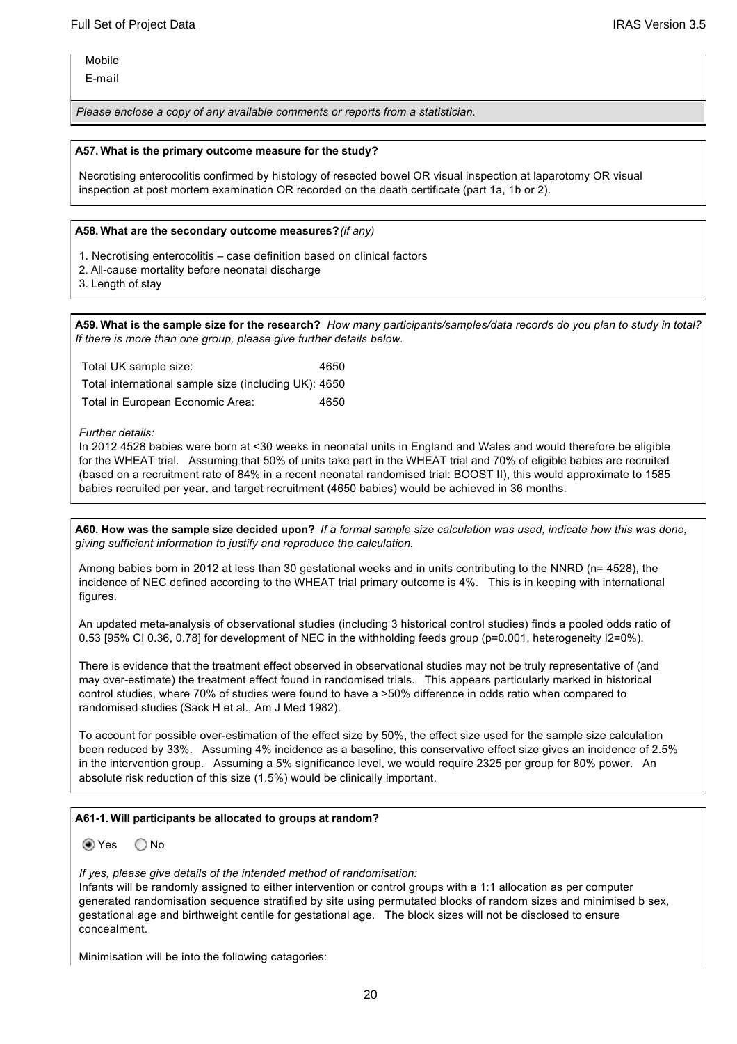Mobile

E-mail

*Please enclose a copy of any available comments or reports from a statistician.*

**A57. What is the primary outcome measure for the study?**

Necrotising enterocolitis confirmed by histology of resected bowel OR visual inspection at laparotomy OR visual inspection at post mortem examination OR recorded on the death certificate (part 1a, 1b or 2).

**A58. What are the secondary outcome measures?** *(if any)*

1. Necrotising enterocolitis – case definition based on clinical factors
2. All-cause mortality before neonatal discharge
3. Length of stay

**A59. What is the sample size for the research?** *How many participants/samples/data records do you plan to study in total? If there is more than one group, please give further details below.*

| | |
|---|---|
| Total UK sample size: | 4650 |
| Total international sample size (including UK): | 4650 |
| Total in European Economic Area: | 4650 |

*Further details:*

In 2012 4528 babies were born at <30 weeks in neonatal units in England and Wales and would therefore be eligible for the WHEAT trial. Assuming that 50% of units take part in the WHEAT trial and 70% of eligible babies are recruited (based on a recruitment rate of 84% in a recent neonatal randomised trial: BOOST II), this would approximate to 1585 babies recruited per year, and target recruitment (4650 babies) would be achieved in 36 months.

**A60. How was the sample size decided upon?** *If a formal sample size calculation was used, indicate how this was done, giving sufficient information to justify and reproduce the calculation.*

Among babies born in 2012 at less than 30 gestational weeks and in units contributing to the NNRD (n= 4528), the incidence of NEC defined according to the WHEAT trial primary outcome is 4%. This is in keeping with international figures.

An updated meta-analysis of observational studies (including 3 historical control studies) finds a pooled odds ratio of 0.53 [95% CI 0.36, 0.78] for development of NEC in the withholding feeds group (p=0.001, heterogeneity I2=0%).

There is evidence that the treatment effect observed in observational studies may not be truly representative of (and may over-estimate) the treatment effect found in randomised trials. This appears particularly marked in historical control studies, where 70% of studies were found to have a >50% difference in odds ratio when compared to randomised studies (Sack H et al., Am J Med 1982).

To account for possible over-estimation of the effect size by 50%, the effect size used for the sample size calculation been reduced by 33%. Assuming 4% incidence as a baseline, this conservative effect size gives an incidence of 2.5% in the intervention group. Assuming a 5% significance level, we would require 2325 per group for 80% power. An absolute risk reduction of this size (1.5%) would be clinically important.

**A61-1. Will participants be allocated to groups at random?**

(•) Yes ( ) No

*If yes, please give details of the intended method of randomisation:*

Infants will be randomly assigned to either intervention or control groups with a 1:1 allocation as per computer generated randomisation sequence stratified by site using permutated blocks of random sizes and minimised b sex, gestational age and birthweight centile for gestational age. The block sizes will not be disclosed to ensure concealment.

Minimisation will be into the following catagories: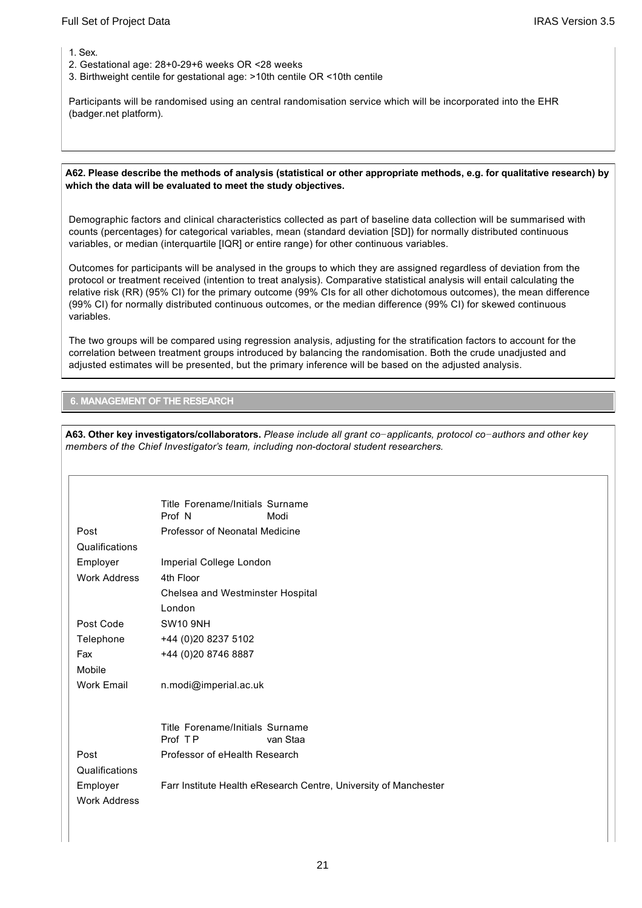1. Sex.
2. Gestational age: 28+0-29+6 weeks OR <28 weeks
3. Birthweight centile for gestational age: >10th centile OR <10th centile

Participants will be randomised using an central randomisation service which will be incorporated into the EHR (badger.net platform).

**A62. Please describe the methods of analysis (statistical or other appropriate methods, e.g. for qualitative research) by which the data will be evaluated to meet the study objectives.**

Demographic factors and clinical characteristics collected as part of baseline data collection will be summarised with counts (percentages) for categorical variables, mean (standard deviation [SD]) for normally distributed continuous variables, or median (interquartile [IQR] or entire range) for other continuous variables.

Outcomes for participants will be analysed in the groups to which they are assigned regardless of deviation from the protocol or treatment received (intention to treat analysis). Comparative statistical analysis will entail calculating the relative risk (RR) (95% CI) for the primary outcome (99% CIs for all other dichotomous outcomes), the mean difference (99% CI) for normally distributed continuous outcomes, or the median difference (99% CI) for skewed continuous variables.

The two groups will be compared using regression analysis, adjusting for the stratification factors to account for the correlation between treatment groups introduced by balancing the randomisation. Both the crude unadjusted and adjusted estimates will be presented, but the primary inference will be based on the adjusted analysis.

## 6. MANAGEMENT OF THE RESEARCH

**A63. Other key investigators/collaborators.** *Please include all grant co-applicants, protocol co-authors and other key members of the Chief Investigator's team, including non-doctoral student researchers.*

| | Title Forename/Initials Surname |
|---|---|
| | Prof N Modi |
| Post | Professor of Neonatal Medicine |
| Qualifications | |
| Employer | Imperial College London |
| Work Address | 4th Floor |
| | Chelsea and Westminster Hospital |
| | London |
| Post Code | SW10 9NH |
| Telephone | +44 (0)20 8237 5102 |
| Fax | +44 (0)20 8746 8887 |
| Mobile | |
| Work Email | n.modi@imperial.ac.uk |

| | Title Forename/Initials Surname |
|---|---|
| | Prof T P van Staa |
| Post | Professor of eHealth Research |
| Qualifications | |
| Employer | Farr Institute Health eResearch Centre, University of Manchester |
| Work Address | |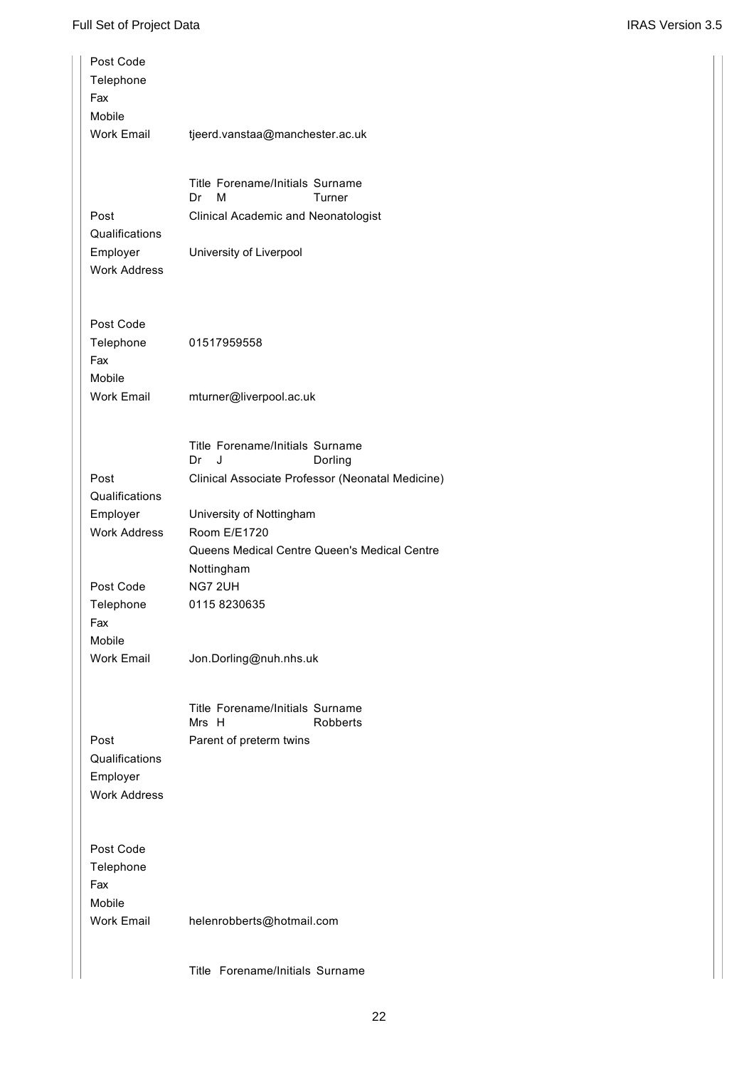Post Code
Telephone
Fax
Mobile
Work Email tjeerd.vanstaa@manchester.ac.uk

| Title | Forename/Initials | Surname |
|---|---|---|
| Dr | M | Turner |

Post: Clinical Academic and Neonatologist
Qualifications:
Employer: University of Liverpool
Work Address:

Post Code:
Telephone: 01517959558
Fax:
Mobile:
Work Email: mturner@liverpool.ac.uk

| Title | Forename/Initials | Surname |
|---|---|---|
| Dr | J | Dorling |

Post: Clinical Associate Professor (Neonatal Medicine)
Qualifications:
Employer: University of Nottingham
Work Address: Room E/E1720
Queens Medical Centre Queen's Medical Centre
Nottingham
Post Code: NG7 2UH
Telephone: 0115 8230635
Fax:
Mobile:
Work Email: Jon.Dorling@nuh.nhs.uk

| Title | Forename/Initials | Surname |
|---|---|---|
| Mrs | H | Robberts |

Post: Parent of preterm twins
Qualifications:
Employer:
Work Address:

Post Code:
Telephone:
Fax:
Mobile:
Work Email: helenrobberts@hotmail.com

Title Forename/Initials Surname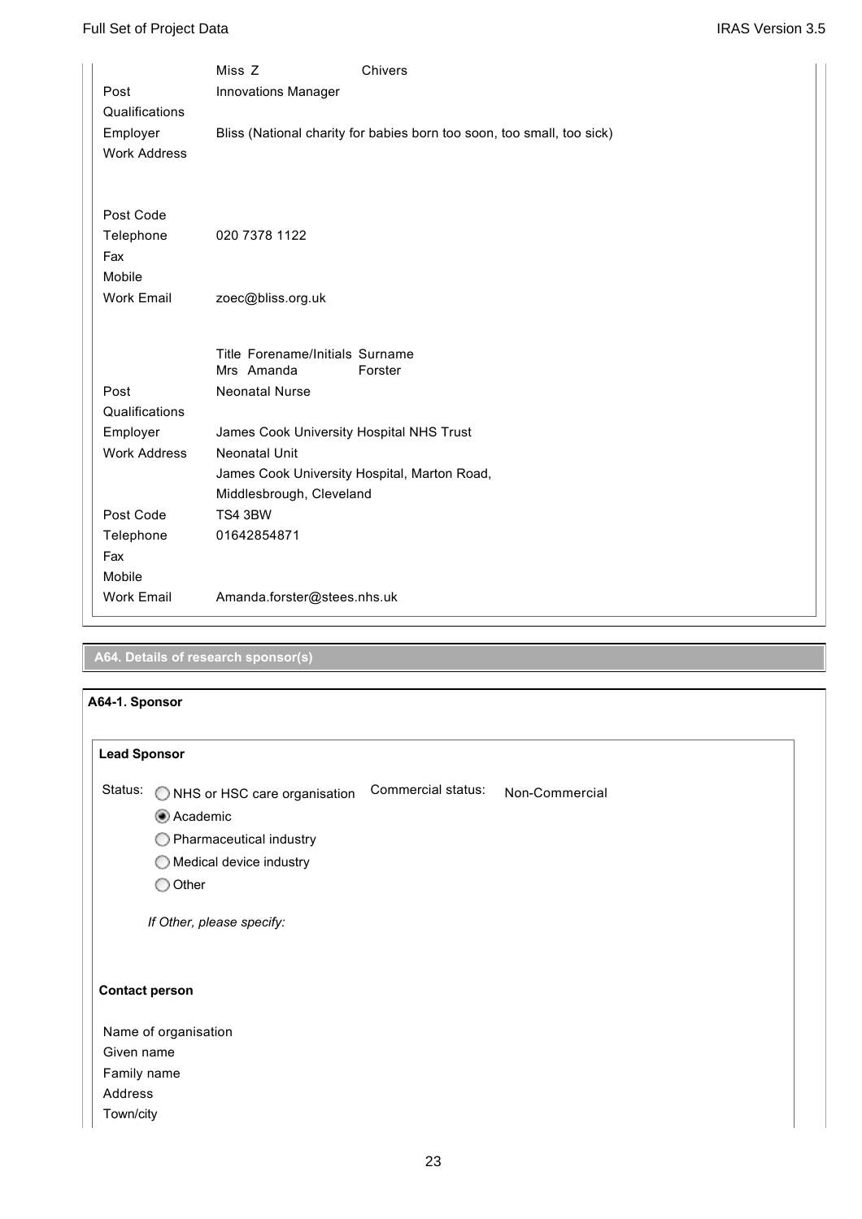| | Miss Z | Chivers |
|---|---|---|
| Post | Innovations Manager | |
| Qualifications | | |
| Employer | Bliss (National charity for babies born too soon, too small, too sick) | |
| Work Address | | |
| Post Code | | |
| Telephone | 020 7378 1122 | |
| Fax | | |
| Mobile | | |
| Work Email | zoec@bliss.org.uk | |

| | Title Forename/Initials | Surname |
|---|---|---|
| | Mrs Amanda | Forster |
| Post | Neonatal Nurse | |
| Qualifications | | |
| Employer | James Cook University Hospital NHS Trust | |
| Work Address | Neonatal Unit<br>James Cook University Hospital, Marton Road,<br>Middlesbrough, Cleveland | |
| Post Code | TS4 3BW | |
| Telephone | 01642854871 | |
| Fax | | |
| Mobile | | |
| Work Email | Amanda.forster@stees.nhs.uk | |

## A64. Details of research sponsor(s)

### A64-1. Sponsor

**Lead Sponsor**

Status:
- ○ NHS or HSC care organisation
- ◉ Academic
- ○ Pharmaceutical industry
- ○ Medical device industry
- ○ Other

Commercial status: Non-Commercial

*If Other, please specify:*

**Contact person**

Name of organisation
Given name
Family name
Address
Town/city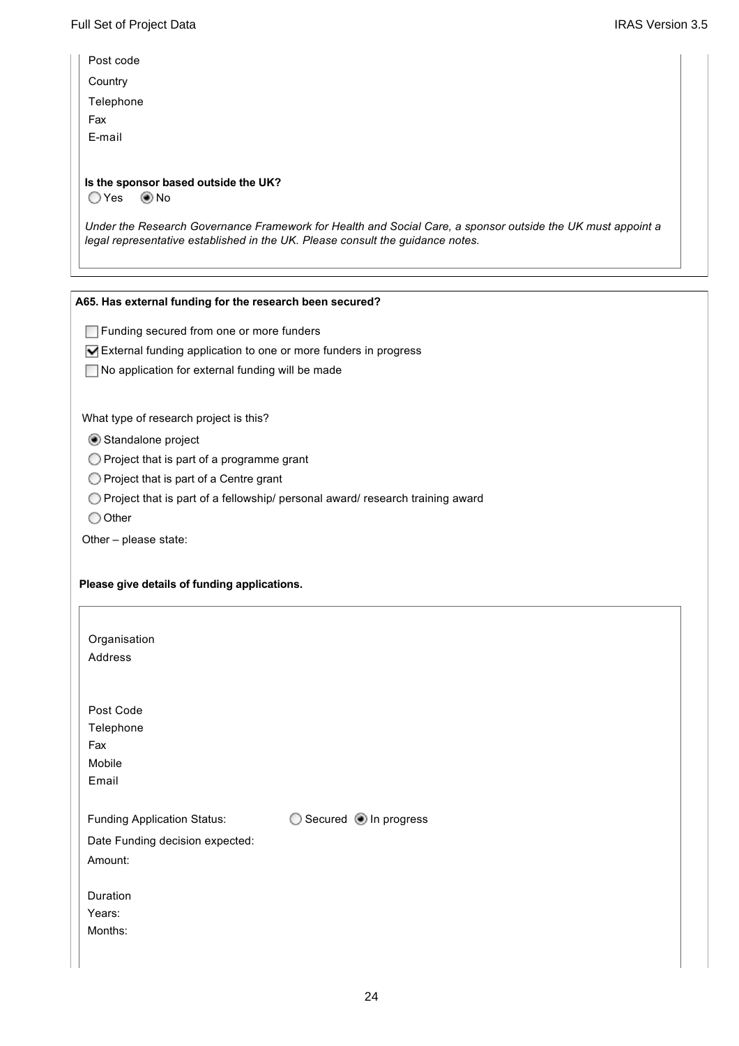Post code

Country

Telephone

Fax

E-mail

**Is the sponsor based outside the UK?**

○ Yes ◉ No

*Under the Research Governance Framework for Health and Social Care, a sponsor outside the UK must appoint a legal representative established in the UK. Please consult the guidance notes.*

**A65. Has external funding for the research been secured?**

☐ Funding secured from one or more funders

☑ External funding application to one or more funders in progress

☐ No application for external funding will be made

What type of research project is this?

◉ Standalone project

○ Project that is part of a programme grant

○ Project that is part of a Centre grant

○ Project that is part of a fellowship/ personal award/ research training award

○ Other

Other – please state:

**Please give details of funding applications.**

Organisation

Address

Post Code

Telephone

Fax

Mobile

Email

Funding Application Status: ○ Secured ◉ In progress

Date Funding decision expected:

Amount:

Duration

Years:

Months: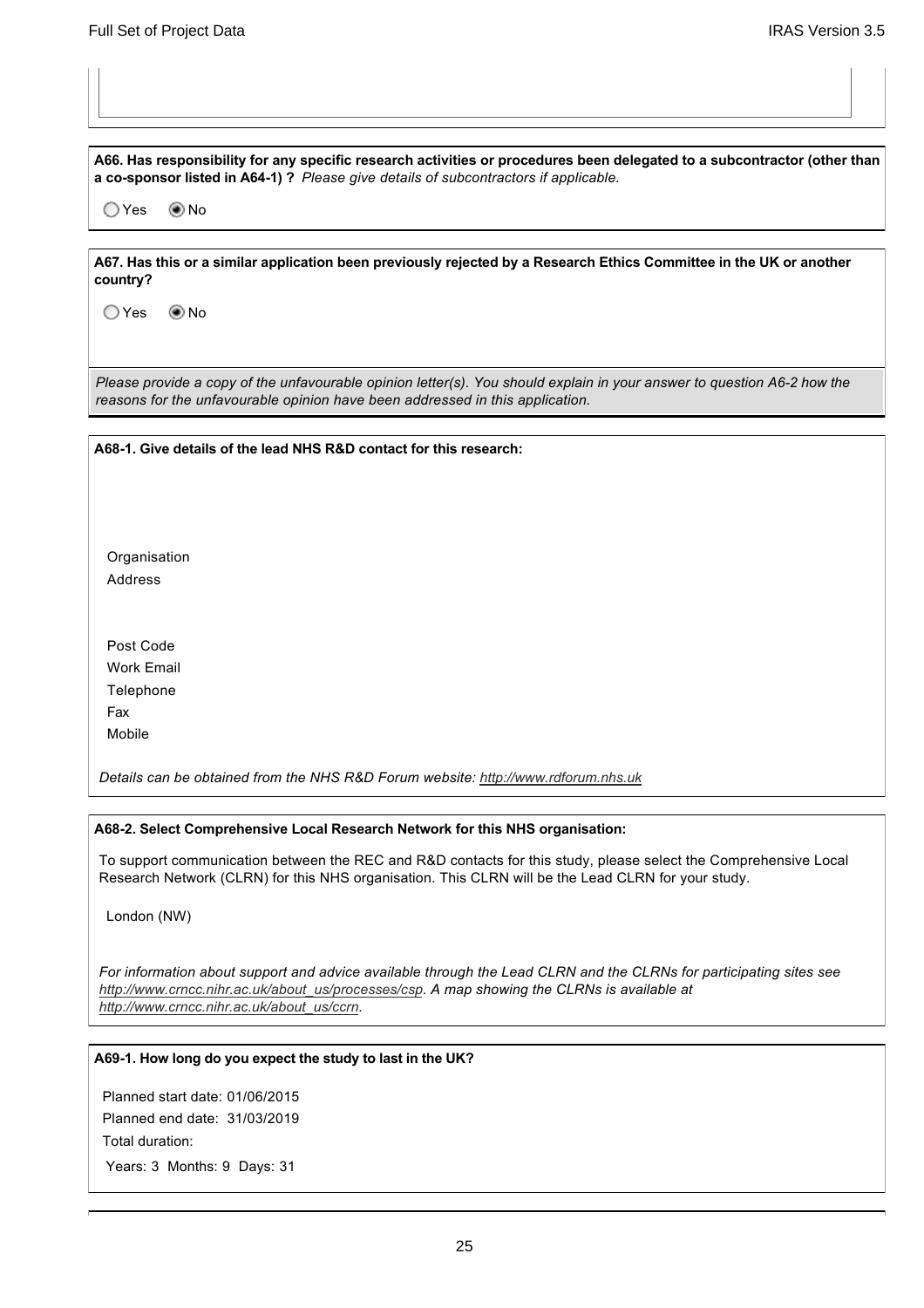**A66. Has responsibility for any specific research activities or procedures been delegated to a subcontractor (other than a co-sponsor listed in A64-1) ?** *Please give details of subcontractors if applicable.*

○ Yes ◉ No

**A67. Has this or a similar application been previously rejected by a Research Ethics Committee in the UK or another country?**

○ Yes ◉ No

*Please provide a copy of the unfavourable opinion letter(s). You should explain in your answer to question A6-2 how the reasons for the unfavourable opinion have been addressed in this application.*

**A68-1. Give details of the lead NHS R&D contact for this research:**

Organisation
Address

Post Code
Work Email
Telephone
Fax
Mobile

*Details can be obtained from the NHS R&D Forum website: http://www.rdforum.nhs.uk*

**A68-2. Select Comprehensive Local Research Network for this NHS organisation:**

To support communication between the REC and R&D contacts for this study, please select the Comprehensive Local Research Network (CLRN) for this NHS organisation. This CLRN will be the Lead CLRN for your study.

London (NW)

*For information about support and advice available through the Lead CLRN and the CLRNs for participating sites see http://www.crncc.nihr.ac.uk/about_us/processes/csp. A map showing the CLRNs is available at http://www.crncc.nihr.ac.uk/about_us/ccrn.*

**A69-1. How long do you expect the study to last in the UK?**

Planned start date: 01/06/2015
Planned end date: 31/03/2019
Total duration:
Years: 3 Months: 9 Days: 31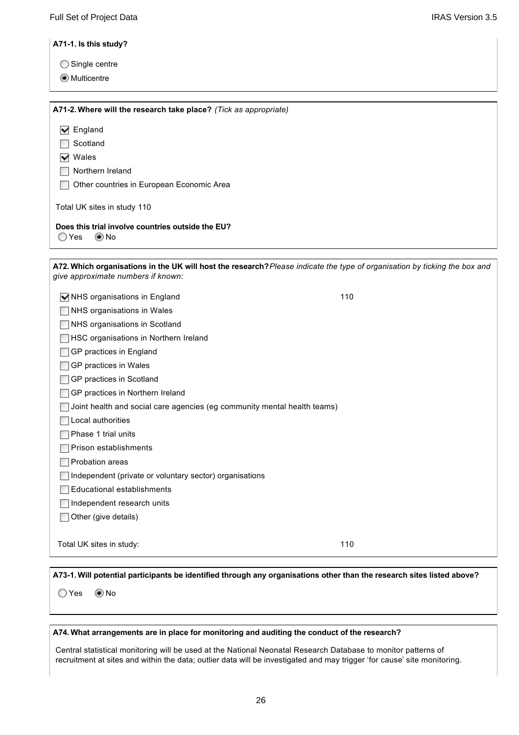**A71-1. Is this study?**

- ○ Single centre
- ◉ Multicentre

**A71-2. Where will the research take place?** *(Tick as appropriate)*

- [x] England
- [ ] Scotland
- [x] Wales
- [ ] Northern Ireland
- [ ] Other countries in European Economic Area

Total UK sites in study 110

**Does this trial involve countries outside the EU?**
○ Yes ◉ No

**A72. Which organisations in the UK will host the research?** *Please indicate the type of organisation by ticking the box and give approximate numbers if known:*

| | |
|---|---|
| [x] NHS organisations in England | 110 |
| [ ] NHS organisations in Wales | |
| [ ] NHS organisations in Scotland | |
| [ ] HSC organisations in Northern Ireland | |
| [ ] GP practices in England | |
| [ ] GP practices in Wales | |
| [ ] GP practices in Scotland | |
| [ ] GP practices in Northern Ireland | |
| [ ] Joint health and social care agencies (eg community mental health teams) | |
| [ ] Local authorities | |
| [ ] Phase 1 trial units | |
| [ ] Prison establishments | |
| [ ] Probation areas | |
| [ ] Independent (private or voluntary sector) organisations | |
| [ ] Educational establishments | |
| [ ] Independent research units | |
| [ ] Other (give details) | |
| Total UK sites in study: | 110 |

**A73-1. Will potential participants be identified through any organisations other than the research sites listed above?**

○ Yes ◉ No

**A74. What arrangements are in place for monitoring and auditing the conduct of the research?**

Central statistical monitoring will be used at the National Neonatal Research Database to monitor patterns of recruitment at sites and within the data; outlier data will be investigated and may trigger 'for cause' site monitoring.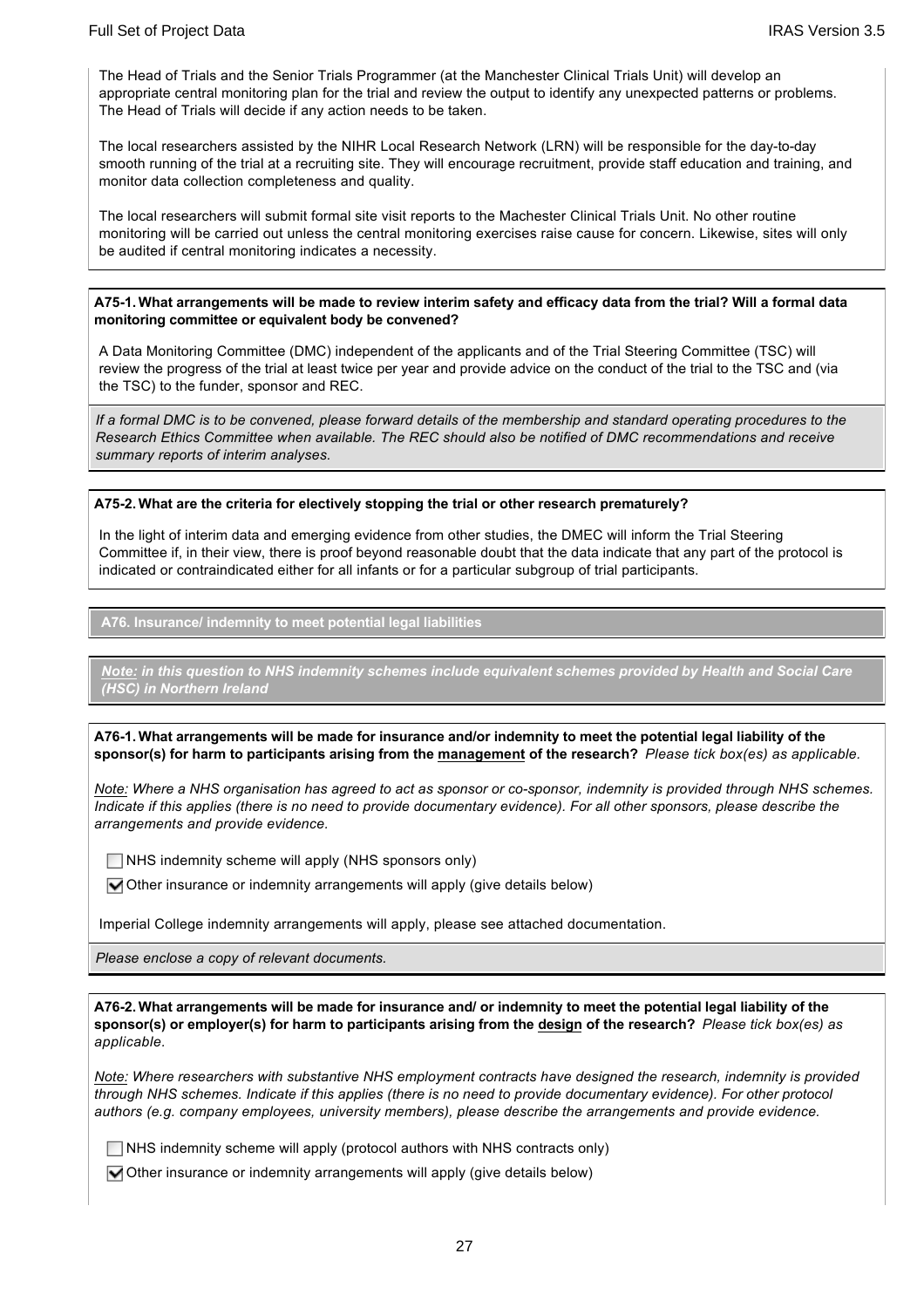The Head of Trials and the Senior Trials Programmer (at the Manchester Clinical Trials Unit) will develop an appropriate central monitoring plan for the trial and review the output to identify any unexpected patterns or problems. The Head of Trials will decide if any action needs to be taken.

The local researchers assisted by the NIHR Local Research Network (LRN) will be responsible for the day-to-day smooth running of the trial at a recruiting site. They will encourage recruitment, provide staff education and training, and monitor data collection completeness and quality.

The local researchers will submit formal site visit reports to the Machester Clinical Trials Unit. No other routine monitoring will be carried out unless the central monitoring exercises raise cause for concern. Likewise, sites will only be audited if central monitoring indicates a necessity.

**A75-1. What arrangements will be made to review interim safety and efficacy data from the trial? Will a formal data monitoring committee or equivalent body be convened?**

A Data Monitoring Committee (DMC) independent of the applicants and of the Trial Steering Committee (TSC) will review the progress of the trial at least twice per year and provide advice on the conduct of the trial to the TSC and (via the TSC) to the funder, sponsor and REC.

*If a formal DMC is to be convened, please forward details of the membership and standard operating procedures to the Research Ethics Committee when available. The REC should also be notified of DMC recommendations and receive summary reports of interim analyses.*

**A75-2. What are the criteria for electively stopping the trial or other research prematurely?**

In the light of interim data and emerging evidence from other studies, the DMEC will inform the Trial Steering Committee if, in their view, there is proof beyond reasonable doubt that the data indicate that any part of the protocol is indicated or contraindicated either for all infants or for a particular subgroup of trial participants.

**A76. Insurance/ indemnity to meet potential legal liabilities**

***Note:* in this question to NHS indemnity schemes include equivalent schemes provided by Health and Social Care (HSC) in Northern Ireland**

**A76-1. What arrangements will be made for insurance and/or indemnity to meet the potential legal liability of the sponsor(s) for harm to participants arising from the management of the research?** *Please tick box(es) as applicable.*

*Note: Where a NHS organisation has agreed to act as sponsor or co-sponsor, indemnity is provided through NHS schemes. Indicate if this applies (there is no need to provide documentary evidence). For all other sponsors, please describe the arrangements and provide evidence.*

☐ NHS indemnity scheme will apply (NHS sponsors only)

☑ Other insurance or indemnity arrangements will apply (give details below)

Imperial College indemnity arrangements will apply, please see attached documentation.

*Please enclose a copy of relevant documents.*

**A76-2. What arrangements will be made for insurance and/ or indemnity to meet the potential legal liability of the sponsor(s) or employer(s) for harm to participants arising from the design of the research?** *Please tick box(es) as applicable.*

*Note: Where researchers with substantive NHS employment contracts have designed the research, indemnity is provided through NHS schemes. Indicate if this applies (there is no need to provide documentary evidence). For other protocol authors (e.g. company employees, university members), please describe the arrangements and provide evidence.*

☐ NHS indemnity scheme will apply (protocol authors with NHS contracts only)

☑ Other insurance or indemnity arrangements will apply (give details below)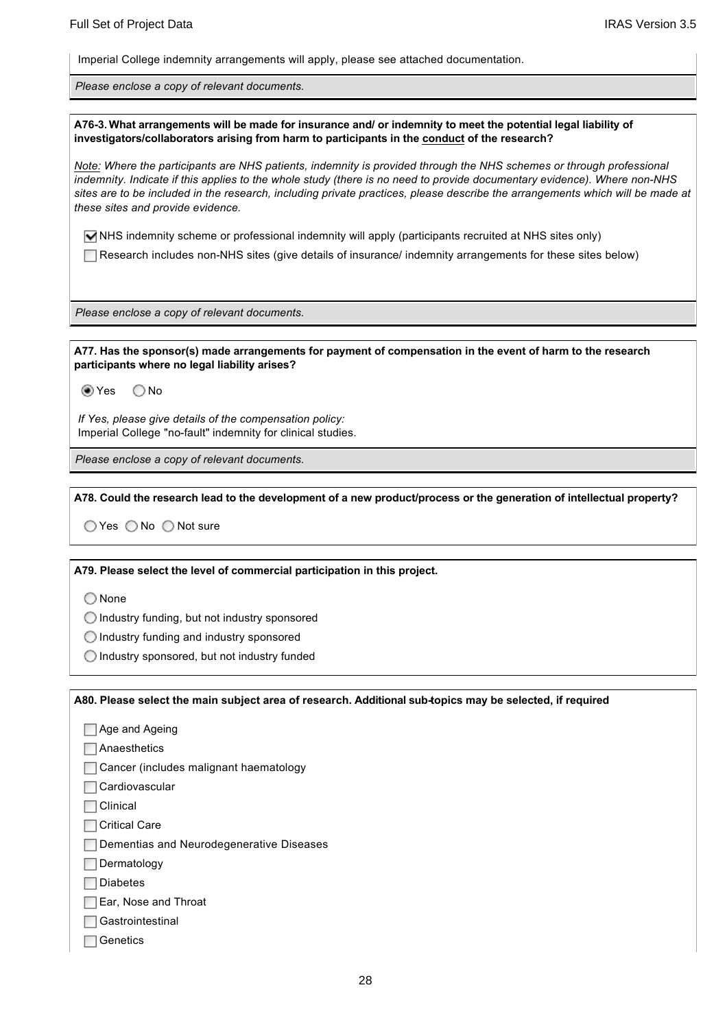Imperial College indemnity arrangements will apply, please see attached documentation.

*Please enclose a copy of relevant documents.*

**A76-3. What arrangements will be made for insurance and/ or indemnity to meet the potential legal liability of investigators/collaborators arising from harm to participants in the conduct of the research?**

*Note: Where the participants are NHS patients, indemnity is provided through the NHS schemes or through professional indemnity. Indicate if this applies to the whole study (there is no need to provide documentary evidence). Where non-NHS sites are to be included in the research, including private practices, please describe the arrangements which will be made at these sites and provide evidence.*

- [x] NHS indemnity scheme or professional indemnity will apply (participants recruited at NHS sites only)
- [ ] Research includes non-NHS sites (give details of insurance/ indemnity arrangements for these sites below)

*Please enclose a copy of relevant documents.*

**A77. Has the sponsor(s) made arrangements for payment of compensation in the event of harm to the research participants where no legal liability arises?**

(•) Yes ( ) No

*If Yes, please give details of the compensation policy:*
Imperial College "no-fault" indemnity for clinical studies.

*Please enclose a copy of relevant documents.*

**A78. Could the research lead to the development of a new product/process or the generation of intellectual property?**

( ) Yes ( ) No ( ) Not sure

**A79. Please select the level of commercial participation in this project.**

( ) None
( ) Industry funding, but not industry sponsored
( ) Industry funding and industry sponsored
( ) Industry sponsored, but not industry funded

**A80. Please select the main subject area of research. Additional sub-topics may be selected, if required**

- [ ] Age and Ageing
- [ ] Anaesthetics
- [ ] Cancer (includes malignant haematology
- [ ] Cardiovascular
- [ ] Clinical
- [ ] Critical Care
- [ ] Dementias and Neurodegenerative Diseases
- [ ] Dermatology
- [ ] Diabetes
- [ ] Ear, Nose and Throat
- [ ] Gastrointestinal
- [ ] Genetics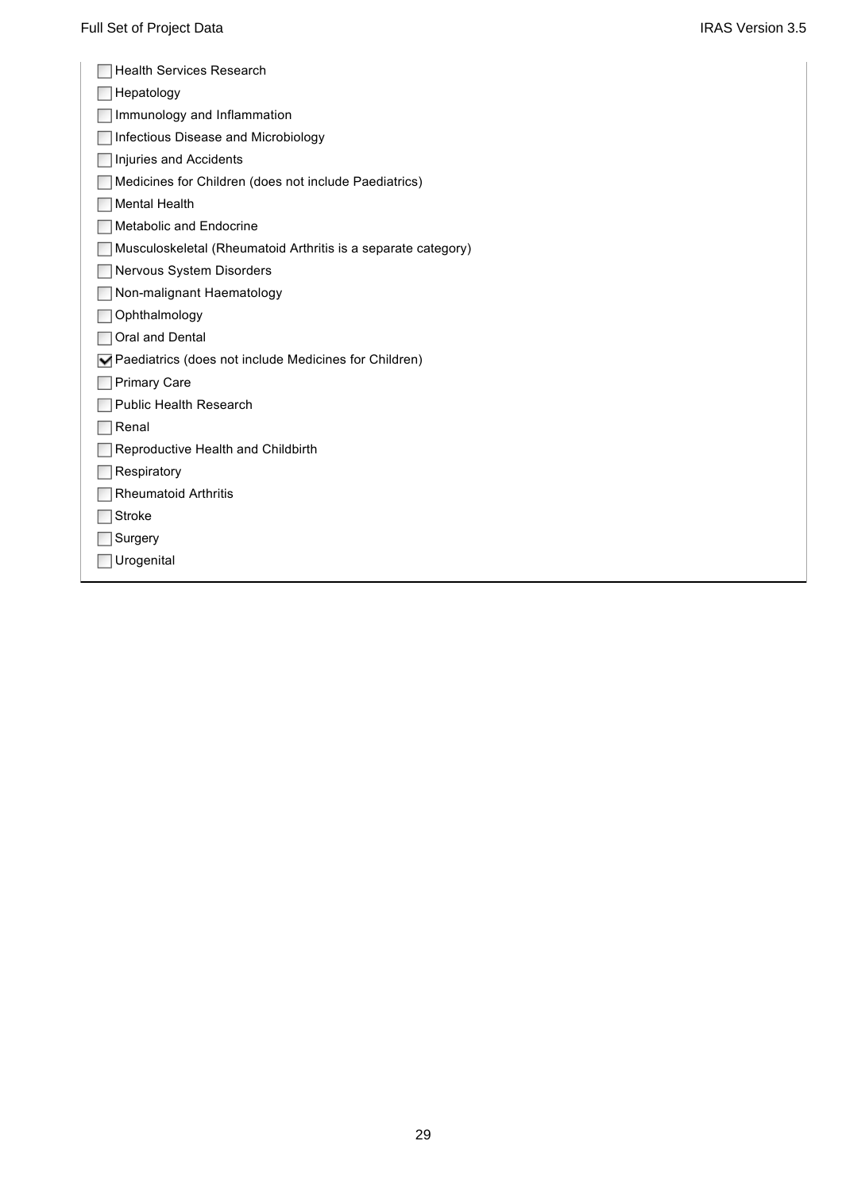- [ ] Health Services Research
- [ ] Hepatology
- [ ] Immunology and Inflammation
- [ ] Infectious Disease and Microbiology
- [ ] Injuries and Accidents
- [ ] Medicines for Children (does not include Paediatrics)
- [ ] Mental Health
- [ ] Metabolic and Endocrine
- [ ] Musculoskeletal (Rheumatoid Arthritis is a separate category)
- [ ] Nervous System Disorders
- [ ] Non-malignant Haematology
- [ ] Ophthalmology
- [ ] Oral and Dental
- [x] Paediatrics (does not include Medicines for Children)
- [ ] Primary Care
- [ ] Public Health Research
- [ ] Renal
- [ ] Reproductive Health and Childbirth
- [ ] Respiratory
- [ ] Rheumatoid Arthritis
- [ ] Stroke
- [ ] Surgery
- [ ] Urogenital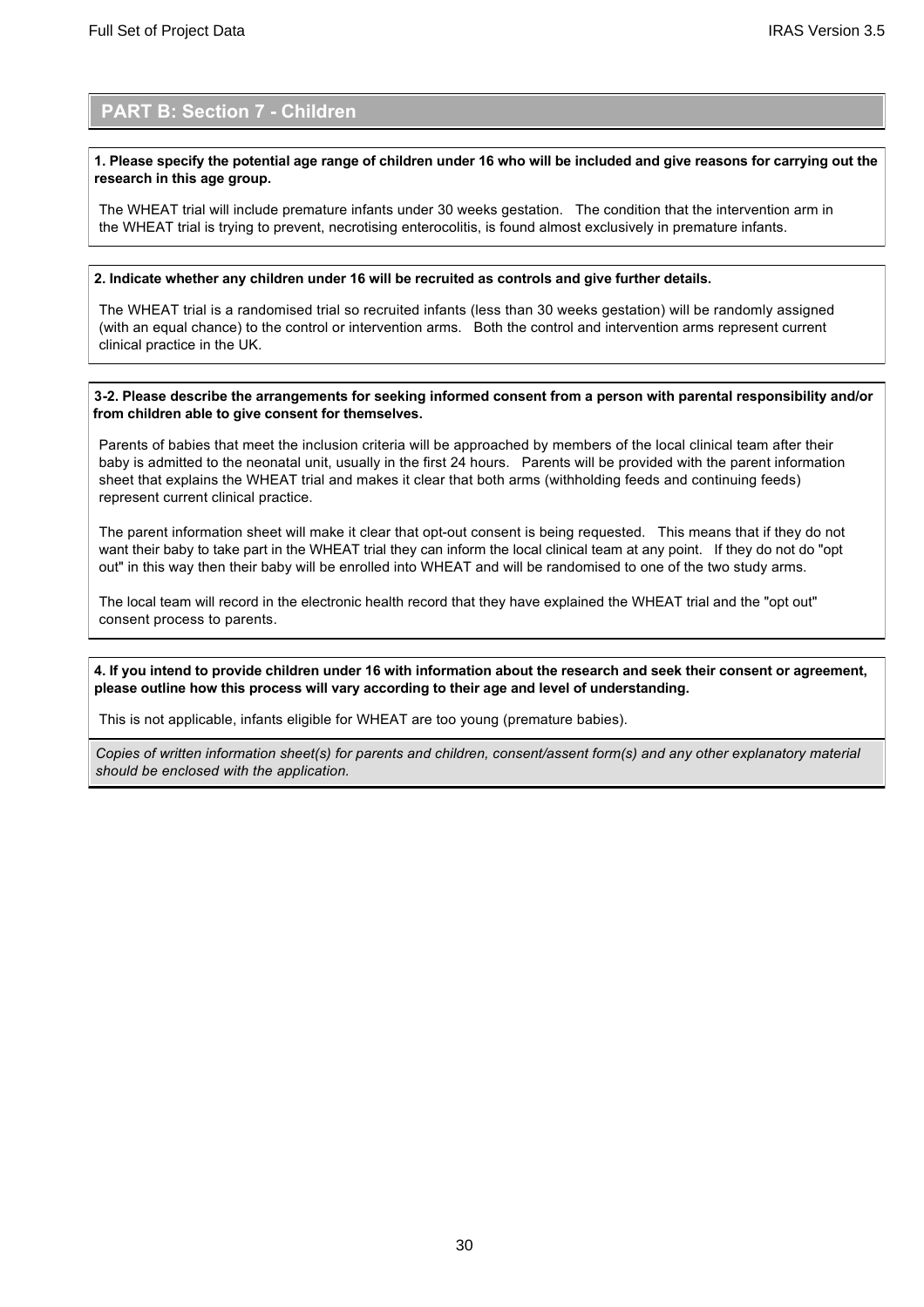## PART B: Section 7 - Children

**1. Please specify the potential age range of children under 16 who will be included and give reasons for carrying out the research in this age group.**

The WHEAT trial will include premature infants under 30 weeks gestation. The condition that the intervention arm in the WHEAT trial is trying to prevent, necrotising enterocolitis, is found almost exclusively in premature infants.

**2. Indicate whether any children under 16 will be recruited as controls and give further details.**

The WHEAT trial is a randomised trial so recruited infants (less than 30 weeks gestation) will be randomly assigned (with an equal chance) to the control or intervention arms. Both the control and intervention arms represent current clinical practice in the UK.

**3-2. Please describe the arrangements for seeking informed consent from a person with parental responsibility and/or from children able to give consent for themselves.**

Parents of babies that meet the inclusion criteria will be approached by members of the local clinical team after their baby is admitted to the neonatal unit, usually in the first 24 hours. Parents will be provided with the parent information sheet that explains the WHEAT trial and makes it clear that both arms (withholding feeds and continuing feeds) represent current clinical practice.

The parent information sheet will make it clear that opt-out consent is being requested. This means that if they do not want their baby to take part in the WHEAT trial they can inform the local clinical team at any point. If they do not do "opt out" in this way then their baby will be enrolled into WHEAT and will be randomised to one of the two study arms.

The local team will record in the electronic health record that they have explained the WHEAT trial and the "opt out" consent process to parents.

**4. If you intend to provide children under 16 with information about the research and seek their consent or agreement, please outline how this process will vary according to their age and level of understanding.**

This is not applicable, infants eligible for WHEAT are too young (premature babies).

*Copies of written information sheet(s) for parents and children, consent/assent form(s) and any other explanatory material should be enclosed with the application.*